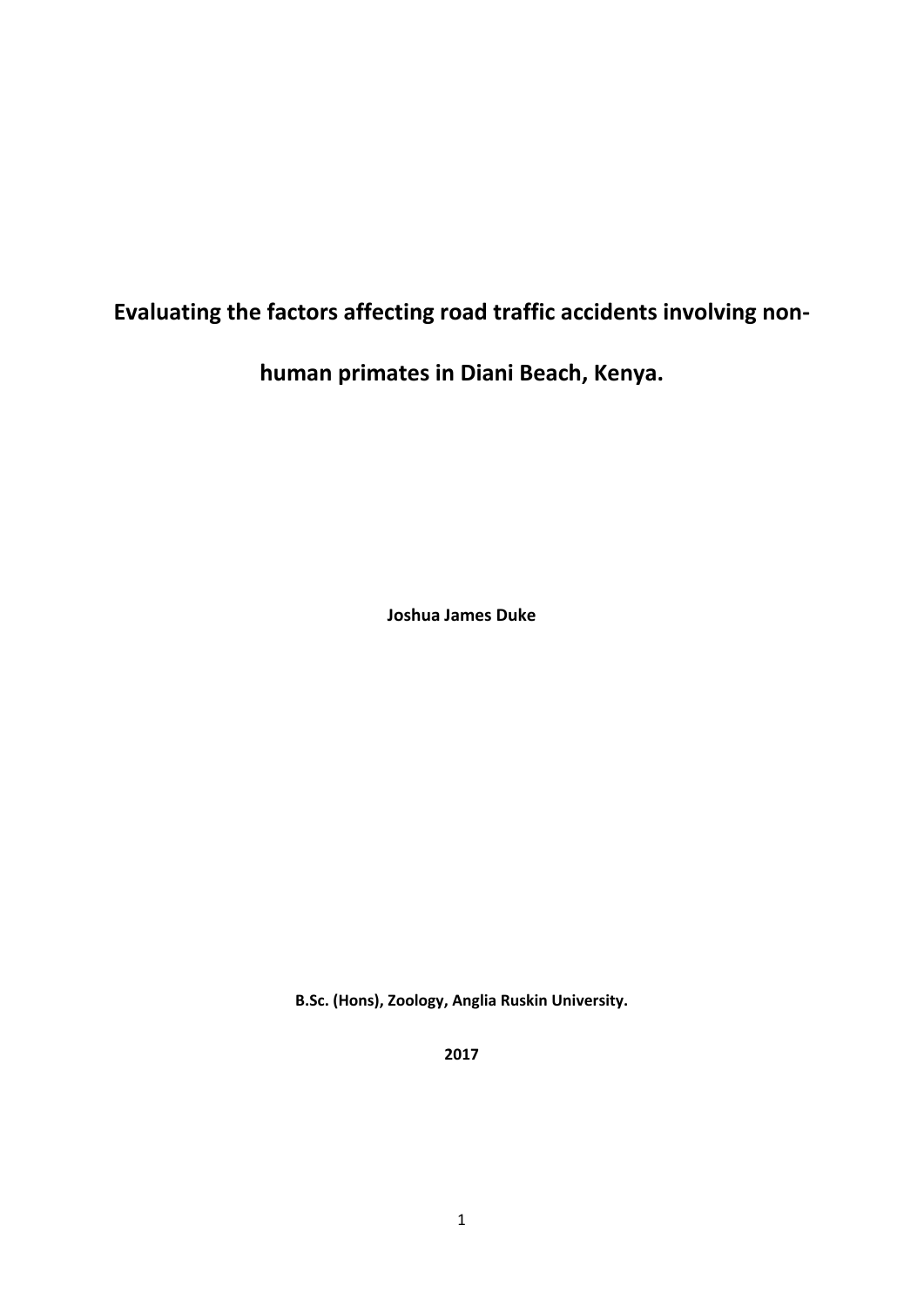# Evaluating the factors affecting road traffic accidents involving non-human primates in Diani Beach, Kenya.

**Joshua James Duke**

**B.Sc. (Hons), Zoology, Anglia Ruskin University.**

**2017**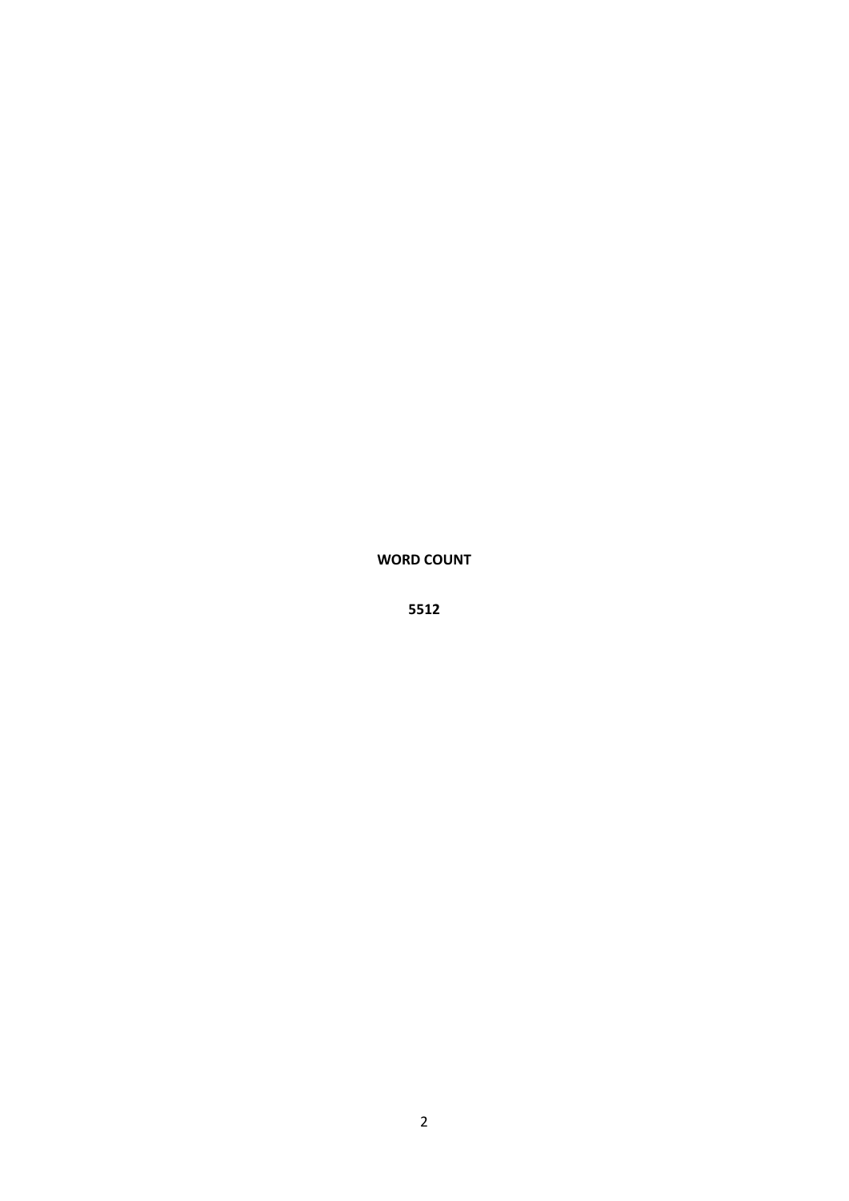**WORD COUNT**

**5512**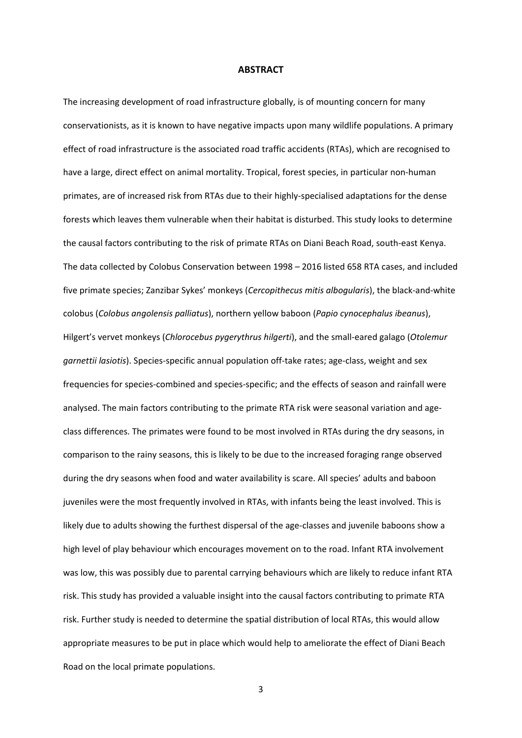# ABSTRACT

The increasing development of road infrastructure globally, is of mounting concern for many conservationists, as it is known to have negative impacts upon many wildlife populations. A primary effect of road infrastructure is the associated road traffic accidents (RTAs), which are recognised to have a large, direct effect on animal mortality. Tropical, forest species, in particular non-human primates, are of increased risk from RTAs due to their highly-specialised adaptations for the dense forests which leaves them vulnerable when their habitat is disturbed. This study looks to determine the causal factors contributing to the risk of primate RTAs on Diani Beach Road, south-east Kenya. The data collected by Colobus Conservation between 1998 – 2016 listed 658 RTA cases, and included five primate species; Zanzibar Sykes' monkeys (*Cercopithecus mitis albogularis*), the black-and-white colobus (*Colobus angolensis palliatus*), northern yellow baboon (*Papio cynocephalus ibeanus*), Hilgert's vervet monkeys (*Chlorocebus pygerythrus hilgerti*), and the small-eared galago (*Otolemur garnettii lasiotis*). Species-specific annual population off-take rates; age-class, weight and sex frequencies for species-combined and species-specific; and the effects of season and rainfall were analysed. The main factors contributing to the primate RTA risk were seasonal variation and age-class differences. The primates were found to be most involved in RTAs during the dry seasons, in comparison to the rainy seasons, this is likely to be due to the increased foraging range observed during the dry seasons when food and water availability is scare. All species' adults and baboon juveniles were the most frequently involved in RTAs, with infants being the least involved. This is likely due to adults showing the furthest dispersal of the age-classes and juvenile baboons show a high level of play behaviour which encourages movement on to the road. Infant RTA involvement was low, this was possibly due to parental carrying behaviours which are likely to reduce infant RTA risk. This study has provided a valuable insight into the causal factors contributing to primate RTA risk. Further study is needed to determine the spatial distribution of local RTAs, this would allow appropriate measures to be put in place which would help to ameliorate the effect of Diani Beach Road on the local primate populations.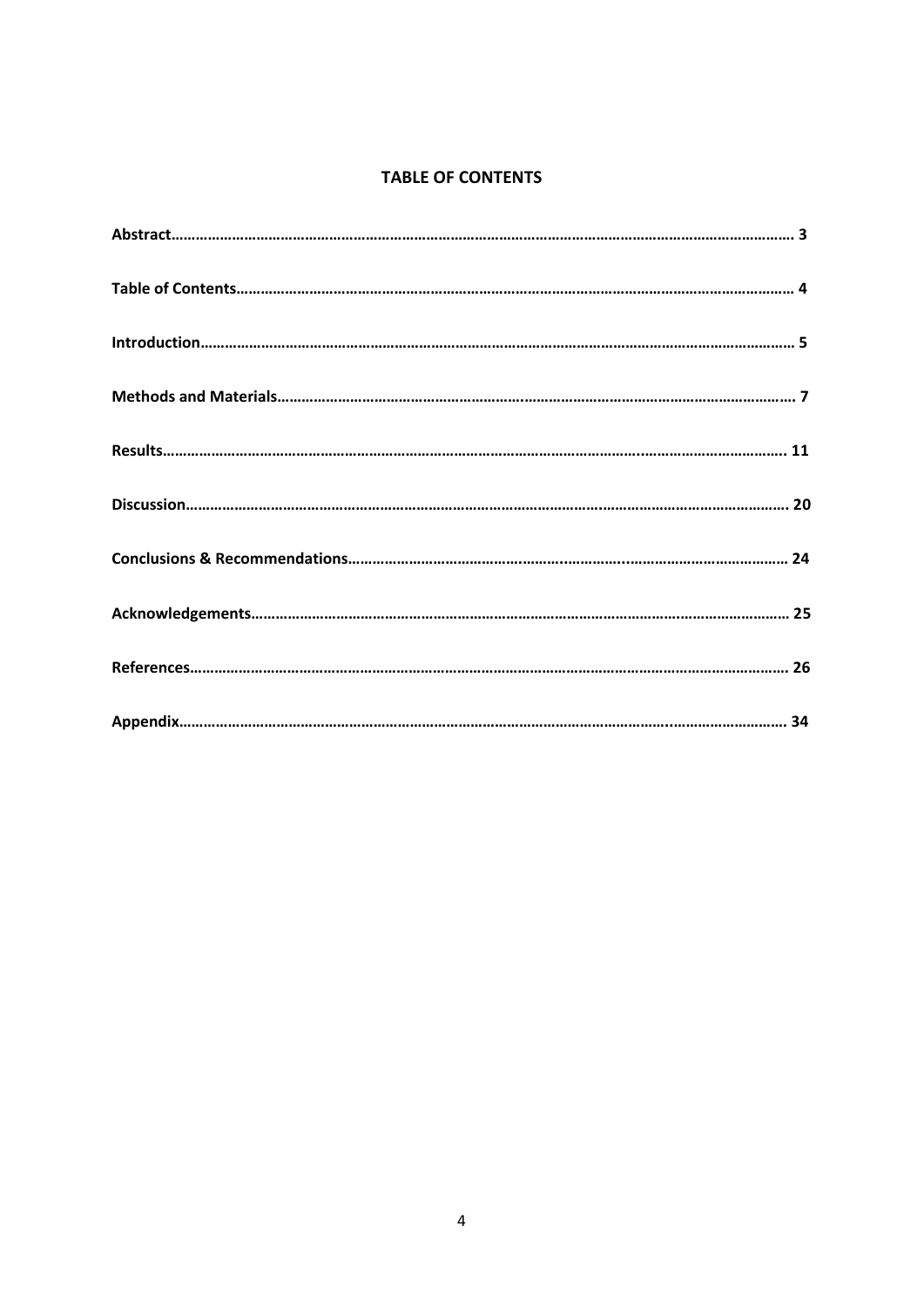# TABLE OF CONTENTS

**Abstract………………………………………………………………………………………………………………………………… 3**

**Table of Contents………………………………………………………………………………………………………………… 4**

**Introduction………………………………………………………………………………………………………………………… 5**

**Methods and Materials……………………………………………………………………………………………………… 7**

**Results……………………………………………………………………………………………………………………………… 11**

**Discussion………………………………………………………………………………………………………………………… 20**

**Conclusions & Recommendations…………………………………………………………………………………… 24**

**Acknowledgements…………………………………………………………………………………………………………… 25**

**References………………………………………………………………………………………………………………………… 26**

**Appendix…………………………………………………………………………………………………………………………… 34**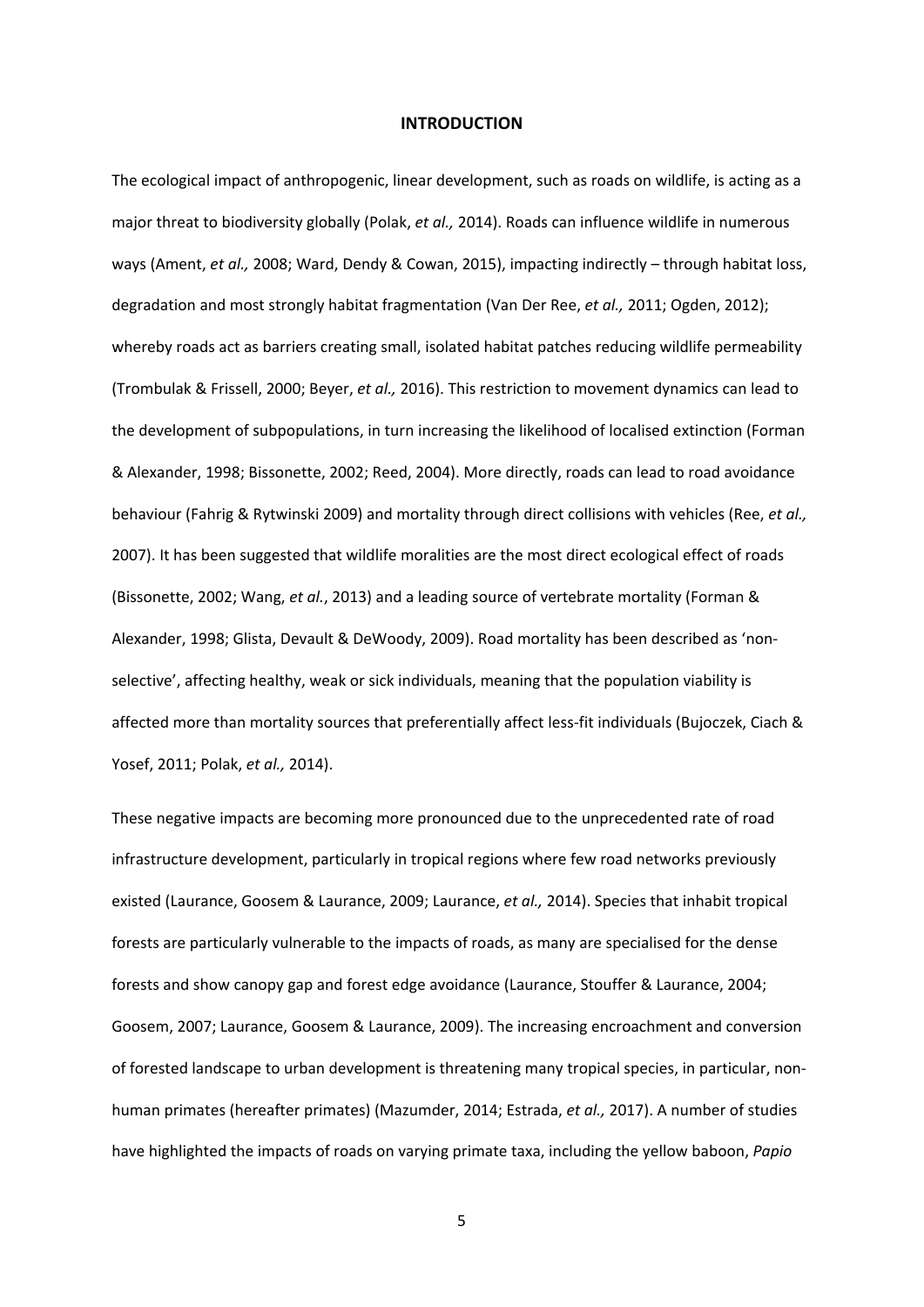## INTRODUCTION

The ecological impact of anthropogenic, linear development, such as roads on wildlife, is acting as a major threat to biodiversity globally (Polak, *et al.,* 2014). Roads can influence wildlife in numerous ways (Ament, *et al.,* 2008; Ward, Dendy & Cowan, 2015), impacting indirectly – through habitat loss, degradation and most strongly habitat fragmentation (Van Der Ree, *et al.,* 2011; Ogden, 2012); whereby roads act as barriers creating small, isolated habitat patches reducing wildlife permeability (Trombulak & Frissell, 2000; Beyer, *et al.,* 2016). This restriction to movement dynamics can lead to the development of subpopulations, in turn increasing the likelihood of localised extinction (Forman & Alexander, 1998; Bissonette, 2002; Reed, 2004). More directly, roads can lead to road avoidance behaviour (Fahrig & Rytwinski 2009) and mortality through direct collisions with vehicles (Ree, *et al.,* 2007). It has been suggested that wildlife moralities are the most direct ecological effect of roads (Bissonette, 2002; Wang, *et al.*, 2013) and a leading source of vertebrate mortality (Forman & Alexander, 1998; Glista, Devault & DeWoody, 2009). Road mortality has been described as 'non-selective', affecting healthy, weak or sick individuals, meaning that the population viability is affected more than mortality sources that preferentially affect less-fit individuals (Bujoczek, Ciach & Yosef, 2011; Polak, *et al.,* 2014).

These negative impacts are becoming more pronounced due to the unprecedented rate of road infrastructure development, particularly in tropical regions where few road networks previously existed (Laurance, Goosem & Laurance, 2009; Laurance, *et al.,* 2014). Species that inhabit tropical forests are particularly vulnerable to the impacts of roads, as many are specialised for the dense forests and show canopy gap and forest edge avoidance (Laurance, Stouffer & Laurance, 2004; Goosem, 2007; Laurance, Goosem & Laurance, 2009). The increasing encroachment and conversion of forested landscape to urban development is threatening many tropical species, in particular, non-human primates (hereafter primates) (Mazumder, 2014; Estrada, *et al.,* 2017). A number of studies have highlighted the impacts of roads on varying primate taxa, including the yellow baboon, *Papio*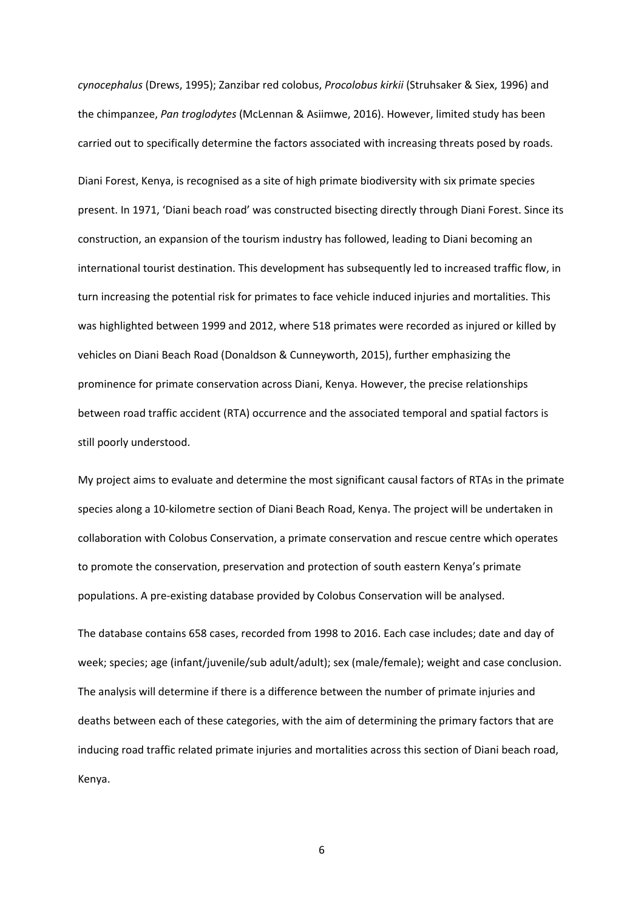*cynocephalus* (Drews, 1995); Zanzibar red colobus, *Procolobus kirkii* (Struhsaker & Siex, 1996) and the chimpanzee, *Pan troglodytes* (McLennan & Asiimwe, 2016). However, limited study has been carried out to specifically determine the factors associated with increasing threats posed by roads.

Diani Forest, Kenya, is recognised as a site of high primate biodiversity with six primate species present. In 1971, 'Diani beach road' was constructed bisecting directly through Diani Forest. Since its construction, an expansion of the tourism industry has followed, leading to Diani becoming an international tourist destination. This development has subsequently led to increased traffic flow, in turn increasing the potential risk for primates to face vehicle induced injuries and mortalities. This was highlighted between 1999 and 2012, where 518 primates were recorded as injured or killed by vehicles on Diani Beach Road (Donaldson & Cunneyworth, 2015), further emphasizing the prominence for primate conservation across Diani, Kenya. However, the precise relationships between road traffic accident (RTA) occurrence and the associated temporal and spatial factors is still poorly understood.

My project aims to evaluate and determine the most significant causal factors of RTAs in the primate species along a 10-kilometre section of Diani Beach Road, Kenya. The project will be undertaken in collaboration with Colobus Conservation, a primate conservation and rescue centre which operates to promote the conservation, preservation and protection of south eastern Kenya's primate populations. A pre-existing database provided by Colobus Conservation will be analysed.

The database contains 658 cases, recorded from 1998 to 2016. Each case includes; date and day of week; species; age (infant/juvenile/sub adult/adult); sex (male/female); weight and case conclusion. The analysis will determine if there is a difference between the number of primate injuries and deaths between each of these categories, with the aim of determining the primary factors that are inducing road traffic related primate injuries and mortalities across this section of Diani beach road, Kenya.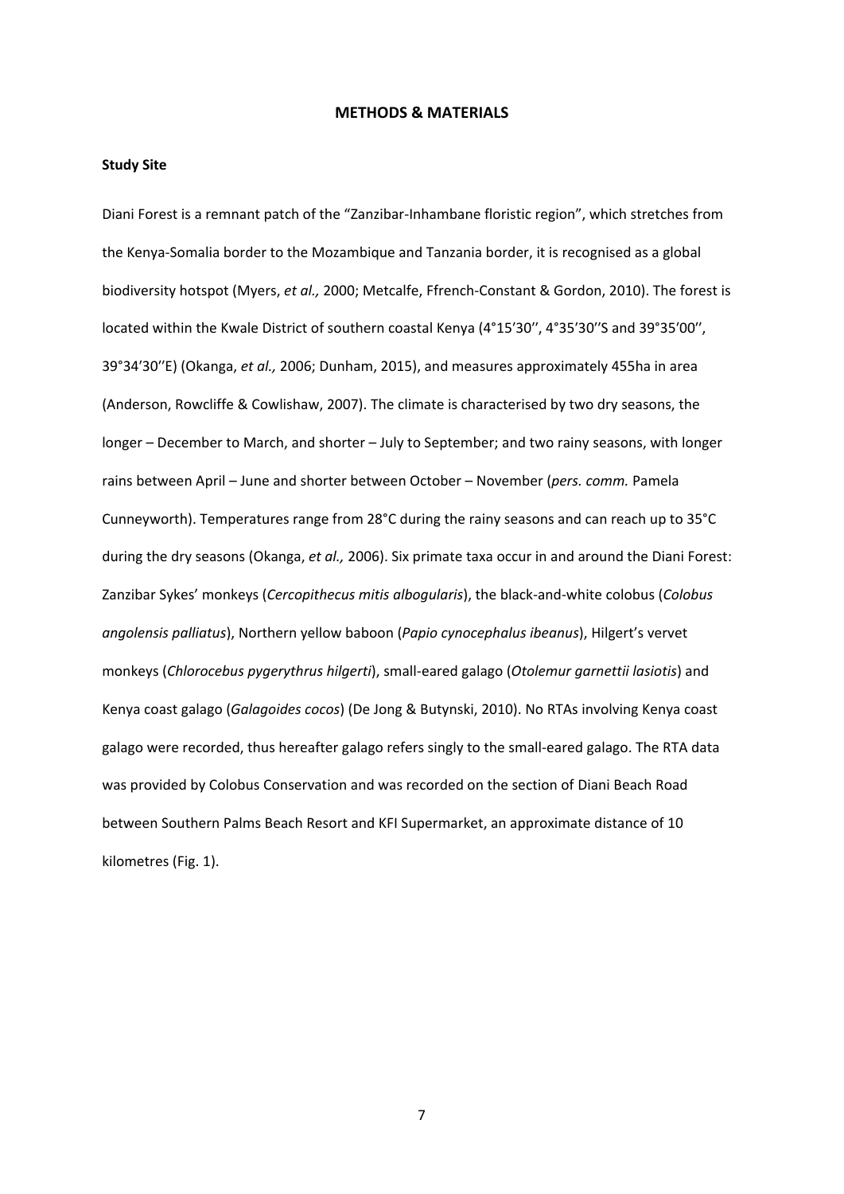# METHODS & MATERIALS

## Study Site

Diani Forest is a remnant patch of the "Zanzibar-Inhambane floristic region", which stretches from the Kenya-Somalia border to the Mozambique and Tanzania border, it is recognised as a global biodiversity hotspot (Myers, *et al.,* 2000; Metcalfe, Ffrench-Constant & Gordon, 2010). The forest is located within the Kwale District of southern coastal Kenya (4°15'30'', 4°35'30''S and 39°35'00'', 39°34'30''E) (Okanga, *et al.,* 2006; Dunham, 2015), and measures approximately 455ha in area (Anderson, Rowcliffe & Cowlishaw, 2007). The climate is characterised by two dry seasons, the longer – December to March, and shorter – July to September; and two rainy seasons, with longer rains between April – June and shorter between October – November (*pers. comm.* Pamela Cunneyworth). Temperatures range from 28°C during the rainy seasons and can reach up to 35°C during the dry seasons (Okanga, *et al.,* 2006). Six primate taxa occur in and around the Diani Forest: Zanzibar Sykes' monkeys (*Cercopithecus mitis albogularis*), the black-and-white colobus (*Colobus angolensis palliatus*), Northern yellow baboon (*Papio cynocephalus ibeanus*), Hilgert's vervet monkeys (*Chlorocebus pygerythrus hilgerti*), small-eared galago (*Otolemur garnettii lasiotis*) and Kenya coast galago (*Galagoides cocos*) (De Jong & Butynski, 2010). No RTAs involving Kenya coast galago were recorded, thus hereafter galago refers singly to the small-eared galago. The RTA data was provided by Colobus Conservation and was recorded on the section of Diani Beach Road between Southern Palms Beach Resort and KFI Supermarket, an approximate distance of 10 kilometres (Fig. 1).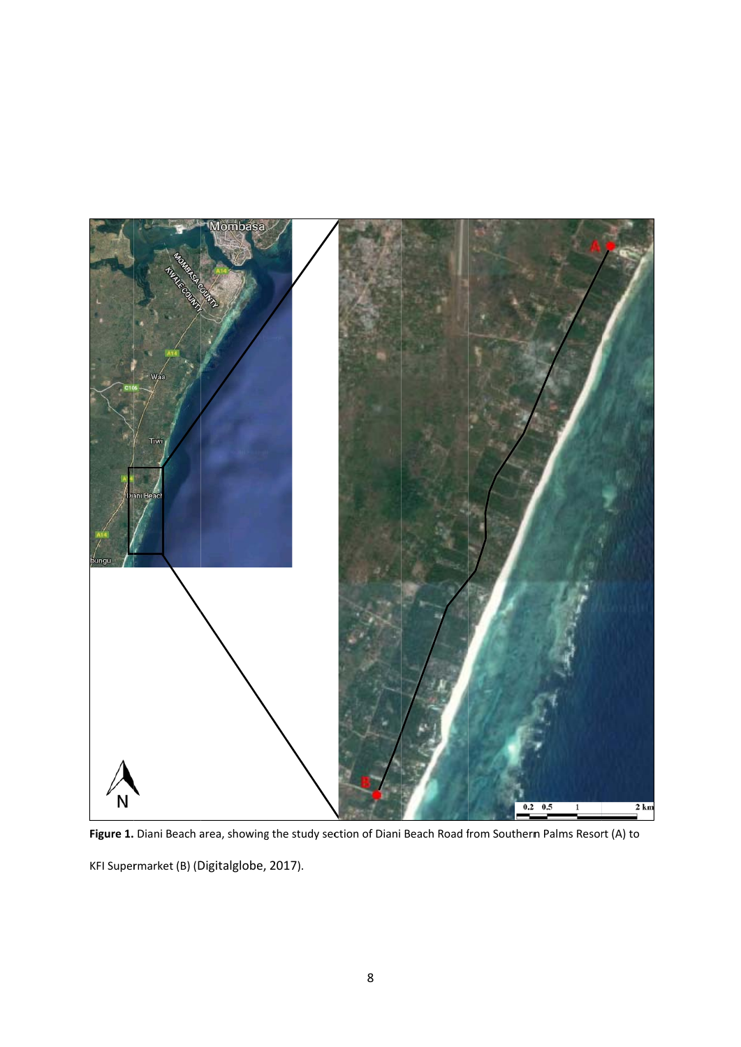**Figure 1.** Diani Beach area, showing the study section of Diani Beach Road from Southern Palms Resort (A) to KFI Supermarket (B) (Digitalglobe, 2017).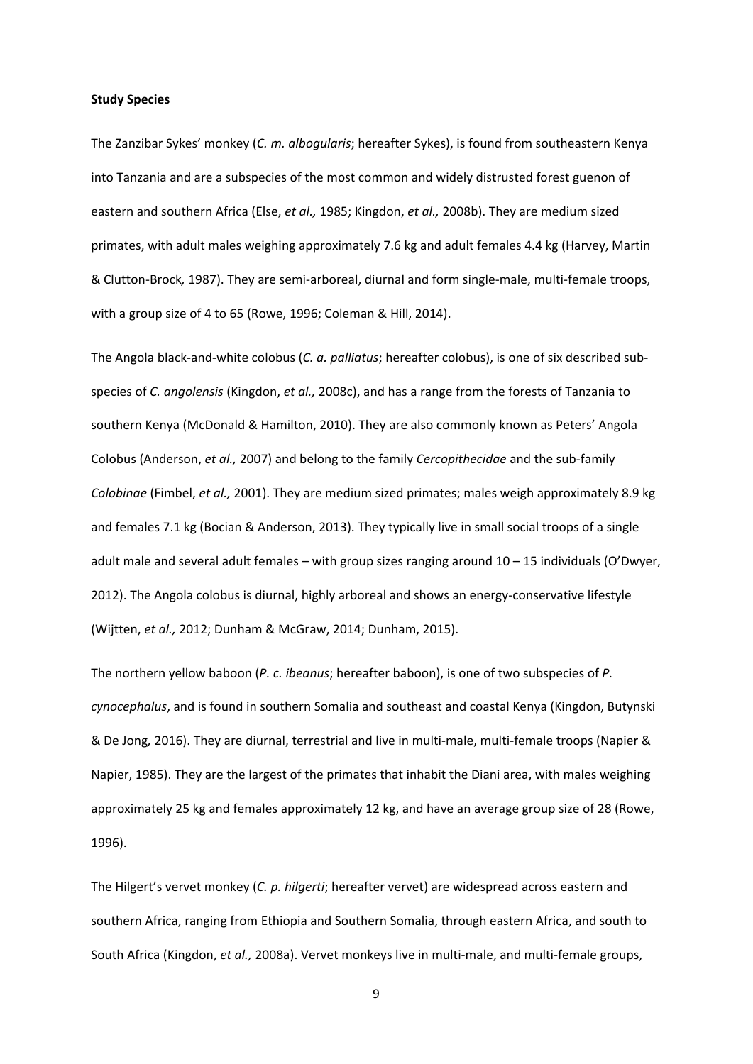**Study Species**

The Zanzibar Sykes' monkey (*C. m. albogularis*; hereafter Sykes), is found from southeastern Kenya into Tanzania and are a subspecies of the most common and widely distrusted forest guenon of eastern and southern Africa (Else, *et al.,* 1985; Kingdon, *et al.,* 2008b). They are medium sized primates, with adult males weighing approximately 7.6 kg and adult females 4.4 kg (Harvey, Martin & Clutton-Brock*,* 1987). They are semi-arboreal, diurnal and form single-male, multi-female troops, with a group size of 4 to 65 (Rowe, 1996; Coleman & Hill, 2014).

The Angola black-and-white colobus (*C. a. palliatus*; hereafter colobus), is one of six described sub-species of *C. angolensis* (Kingdon, *et al.,* 2008c), and has a range from the forests of Tanzania to southern Kenya (McDonald & Hamilton, 2010). They are also commonly known as Peters' Angola Colobus (Anderson, *et al.,* 2007) and belong to the family *Cercopithecidae* and the sub-family *Colobinae* (Fimbel, *et al.,* 2001). They are medium sized primates; males weigh approximately 8.9 kg and females 7.1 kg (Bocian & Anderson, 2013). They typically live in small social troops of a single adult male and several adult females – with group sizes ranging around 10 – 15 individuals (O'Dwyer, 2012). The Angola colobus is diurnal, highly arboreal and shows an energy-conservative lifestyle (Wijtten, *et al.,* 2012; Dunham & McGraw, 2014; Dunham, 2015).

The northern yellow baboon (*P. c. ibeanus*; hereafter baboon), is one of two subspecies of *P. cynocephalus*, and is found in southern Somalia and southeast and coastal Kenya (Kingdon, Butynski & De Jong*,* 2016). They are diurnal, terrestrial and live in multi-male, multi-female troops (Napier & Napier, 1985). They are the largest of the primates that inhabit the Diani area, with males weighing approximately 25 kg and females approximately 12 kg, and have an average group size of 28 (Rowe, 1996).

The Hilgert's vervet monkey (*C. p. hilgerti*; hereafter vervet) are widespread across eastern and southern Africa, ranging from Ethiopia and Southern Somalia, through eastern Africa, and south to South Africa (Kingdon, *et al.,* 2008a). Vervet monkeys live in multi-male, and multi-female groups,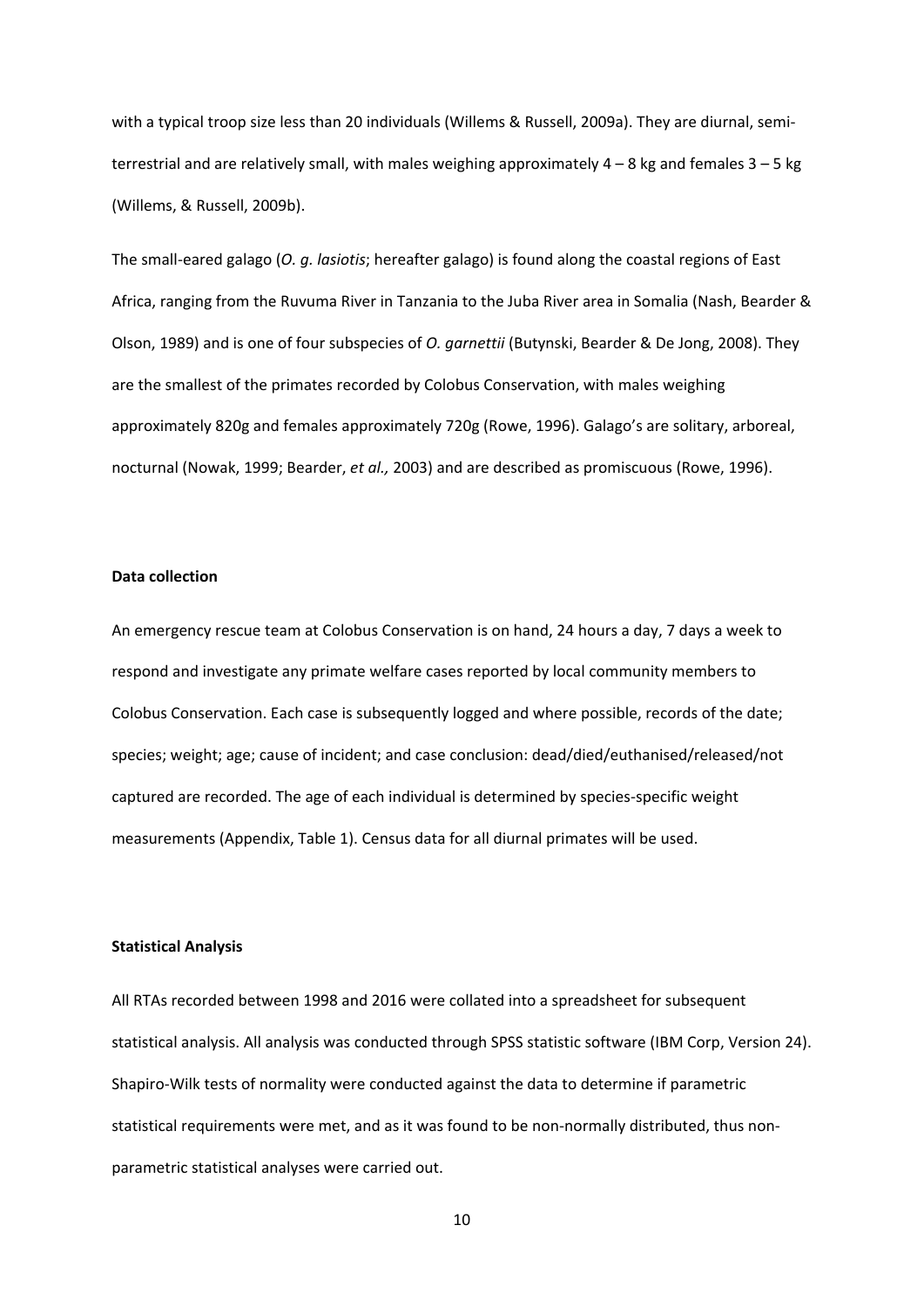with a typical troop size less than 20 individuals (Willems & Russell, 2009a). They are diurnal, semi-terrestrial and are relatively small, with males weighing approximately 4 – 8 kg and females 3 – 5 kg (Willems, & Russell, 2009b).

The small-eared galago (*O. g. lasiotis*; hereafter galago) is found along the coastal regions of East Africa, ranging from the Ruvuma River in Tanzania to the Juba River area in Somalia (Nash, Bearder & Olson, 1989) and is one of four subspecies of *O. garnettii* (Butynski, Bearder & De Jong, 2008). They are the smallest of the primates recorded by Colobus Conservation, with males weighing approximately 820g and females approximately 720g (Rowe, 1996). Galago's are solitary, arboreal, nocturnal (Nowak, 1999; Bearder, *et al.,* 2003) and are described as promiscuous (Rowe, 1996).

**Data collection**

An emergency rescue team at Colobus Conservation is on hand, 24 hours a day, 7 days a week to respond and investigate any primate welfare cases reported by local community members to Colobus Conservation. Each case is subsequently logged and where possible, records of the date; species; weight; age; cause of incident; and case conclusion: dead/died/euthanised/released/not captured are recorded. The age of each individual is determined by species-specific weight measurements (Appendix, Table 1). Census data for all diurnal primates will be used.

**Statistical Analysis**

All RTAs recorded between 1998 and 2016 were collated into a spreadsheet for subsequent statistical analysis. All analysis was conducted through SPSS statistic software (IBM Corp, Version 24). Shapiro-Wilk tests of normality were conducted against the data to determine if parametric statistical requirements were met, and as it was found to be non-normally distributed, thus non-parametric statistical analyses were carried out.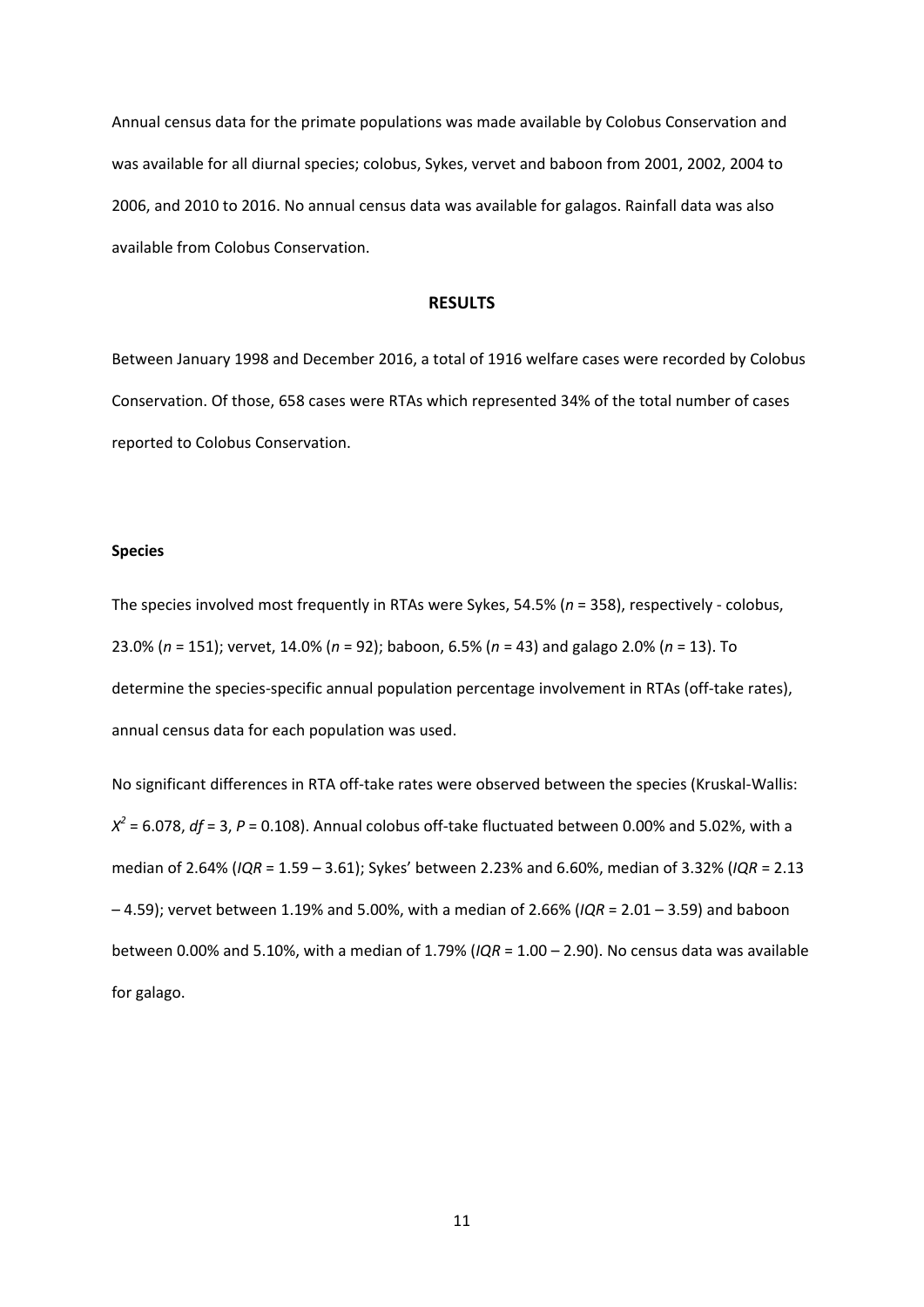Annual census data for the primate populations was made available by Colobus Conservation and was available for all diurnal species; colobus, Sykes, vervet and baboon from 2001, 2002, 2004 to 2006, and 2010 to 2016. No annual census data was available for galagos. Rainfall data was also available from Colobus Conservation.

## RESULTS

Between January 1998 and December 2016, a total of 1916 welfare cases were recorded by Colobus Conservation. Of those, 658 cases were RTAs which represented 34% of the total number of cases reported to Colobus Conservation.

### Species

The species involved most frequently in RTAs were Sykes, 54.5% (*n* = 358), respectively - colobus, 23.0% (*n* = 151); vervet, 14.0% (*n* = 92); baboon, 6.5% (*n* = 43) and galago 2.0% (*n* = 13). To determine the species-specific annual population percentage involvement in RTAs (off-take rates), annual census data for each population was used.

No significant differences in RTA off-take rates were observed between the species (Kruskal-Wallis: $X^2 = 6.078$, $df = 3$, $P = 0.108$). Annual colobus off-take fluctuated between 0.00% and 5.02%, with a median of 2.64% (*IQR* = 1.59 – 3.61); Sykes' between 2.23% and 6.60%, median of 3.32% (*IQR* = 2.13 – 4.59); vervet between 1.19% and 5.00%, with a median of 2.66% (*IQR* = 2.01 – 3.59) and baboon between 0.00% and 5.10%, with a median of 1.79% (*IQR* = 1.00 – 2.90). No census data was available for galago.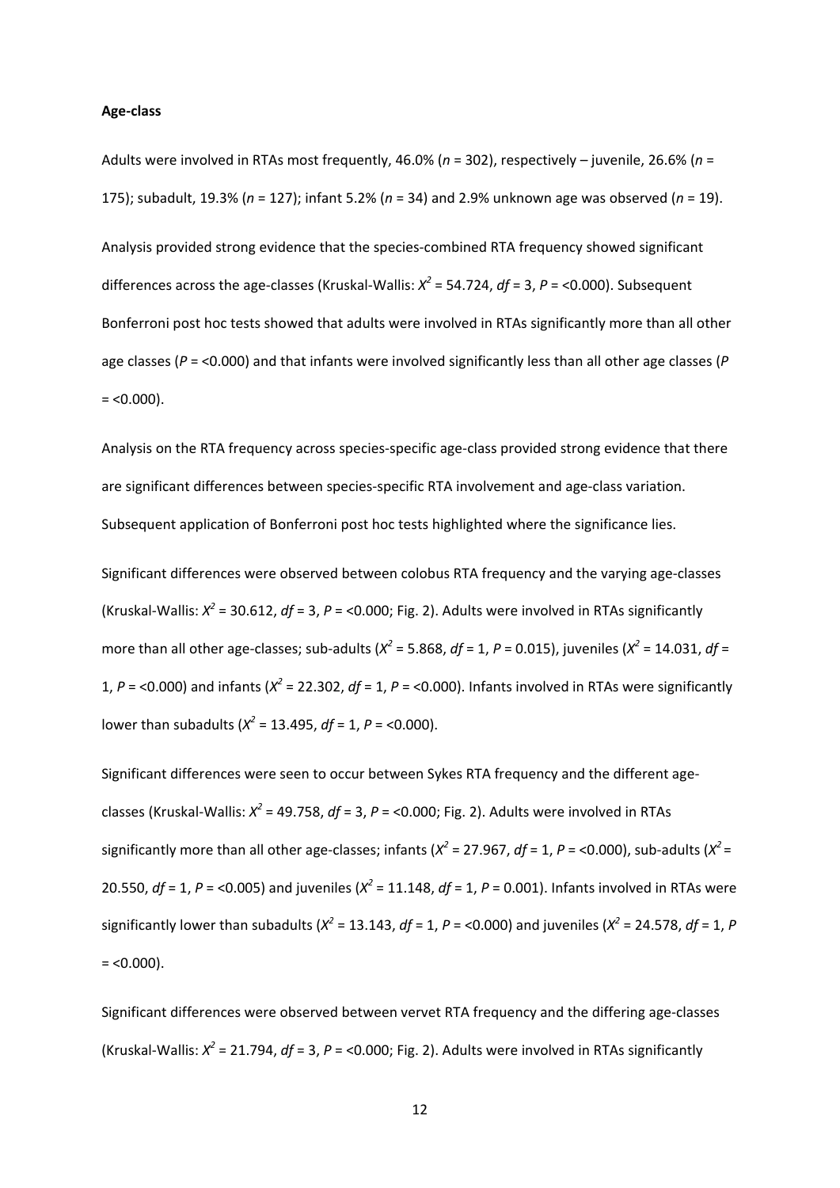**Age-class**

Adults were involved in RTAs most frequently, 46.0% (*n* = 302), respectively – juvenile, 26.6% (*n* = 175); subadult, 19.3% (*n* = 127); infant 5.2% (*n* = 34) and 2.9% unknown age was observed (*n* = 19).

Analysis provided strong evidence that the species-combined RTA frequency showed significant differences across the age-classes (Kruskal-Wallis: $X^2$ = 54.724, *df* = 3, *P* = <0.000). Subsequent Bonferroni post hoc tests showed that adults were involved in RTAs significantly more than all other age classes (*P* = <0.000) and that infants were involved significantly less than all other age classes (*P* = <0.000).

Analysis on the RTA frequency across species-specific age-class provided strong evidence that there are significant differences between species-specific RTA involvement and age-class variation. Subsequent application of Bonferroni post hoc tests highlighted where the significance lies.

Significant differences were observed between colobus RTA frequency and the varying age-classes (Kruskal-Wallis: $X^2$ = 30.612, *df* = 3, *P* = <0.000; Fig. 2). Adults were involved in RTAs significantly more than all other age-classes; sub-adults ($X^2$ = 5.868, *df* = 1, *P* = 0.015), juveniles ($X^2$ = 14.031, *df* = 1, *P* = <0.000) and infants ($X^2$ = 22.302, *df* = 1, *P* = <0.000). Infants involved in RTAs were significantly lower than subadults ($X^2$ = 13.495, *df* = 1, *P* = <0.000).

Significant differences were seen to occur between Sykes RTA frequency and the different age-classes (Kruskal-Wallis: $X^2$ = 49.758, *df* = 3, *P* = <0.000; Fig. 2). Adults were involved in RTAs significantly more than all other age-classes; infants ($X^2$ = 27.967, *df* = 1, *P* = <0.000), sub-adults ($X^2$ = 20.550, *df* = 1, *P* = <0.005) and juveniles ($X^2$ = 11.148, *df* = 1, *P* = 0.001). Infants involved in RTAs were significantly lower than subadults ($X^2$ = 13.143, *df* = 1, *P* = <0.000) and juveniles ($X^2$ = 24.578, *df* = 1, *P* = <0.000).

Significant differences were observed between vervet RTA frequency and the differing age-classes (Kruskal-Wallis: $X^2$ = 21.794, *df* = 3, *P* = <0.000; Fig. 2). Adults were involved in RTAs significantly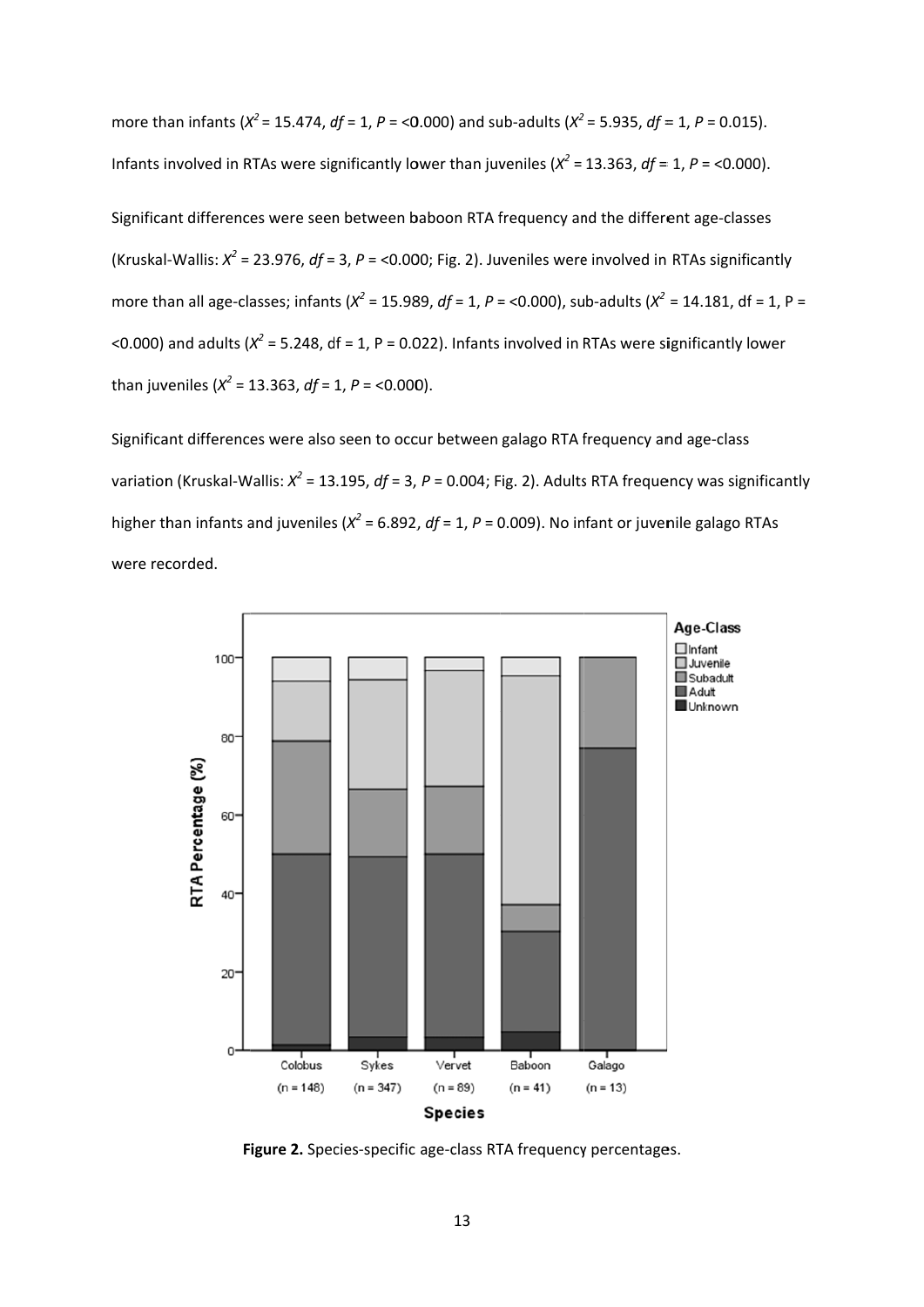more than infants ($X^2$ = 15.474, *df* = 1, *P* = <0.000) and sub-adults ($X^2$ = 5.935, *df* = 1, *P* = 0.015). Infants involved in RTAs were significantly lower than juveniles ($X^2$ = 13.363, *df* = 1, *P* = <0.000).

Significant differences were seen between baboon RTA frequency and the different age-classes (Kruskal-Wallis: $X^2$ = 23.976, *df* = 3, *P* = <0.000; Fig. 2). Juveniles were involved in RTAs significantly more than all age-classes; infants ($X^2$ = 15.989, *df* = 1, *P* = <0.000), sub-adults ($X^2$ = 14.181, df = 1, P = <0.000) and adults ($X^2$ = 5.248, df = 1, P = 0.022). Infants involved in RTAs were significantly lower than juveniles ($X^2$ = 13.363, *df* = 1, *P* = <0.000).

Significant differences were also seen to occur between galago RTA frequency and age-class variation (Kruskal-Wallis: $X^2$ = 13.195, *df* = 3, *P* = 0.004; Fig. 2). Adults RTA frequency was significantly higher than infants and juveniles ($X^2$ = 6.892, *df* = 1, *P* = 0.009). No infant or juvenile galago RTAs were recorded.

**Figure 2.** Species-specific age-class RTA frequency percentages.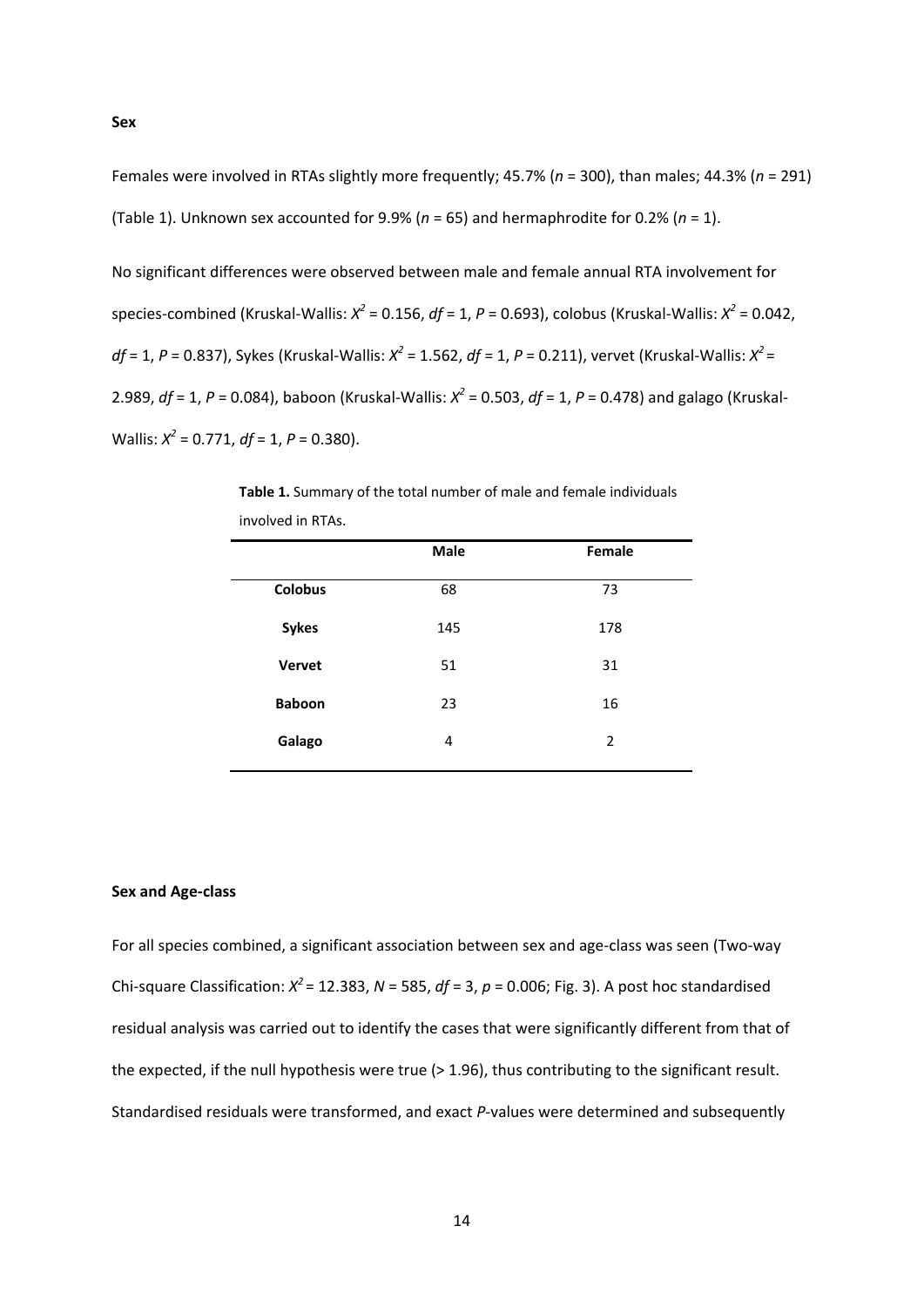**Sex**

Females were involved in RTAs slightly more frequently; 45.7% (*n* = 300), than males; 44.3% (*n* = 291) (Table 1). Unknown sex accounted for 9.9% (*n* = 65) and hermaphrodite for 0.2% (*n* = 1).

No significant differences were observed between male and female annual RTA involvement for species-combined (Kruskal-Wallis: $X^2$ = 0.156, *df* = 1, *P* = 0.693), colobus (Kruskal-Wallis: $X^2$ = 0.042, *df* = 1, *P* = 0.837), Sykes (Kruskal-Wallis: $X^2$ = 1.562, *df* = 1, *P* = 0.211), vervet (Kruskal-Wallis: $X^2$ = 2.989, *df* = 1, *P* = 0.084), baboon (Kruskal-Wallis: $X^2$ = 0.503, *df* = 1, *P* = 0.478) and galago (Kruskal-Wallis: $X^2$ = 0.771, *df* = 1, *P* = 0.380).

**Table 1.** Summary of the total number of male and female individuals involved in RTAs.

| | **Male** | **Female** |
|---|---|---|
| **Colobus** | 68 | 73 |
| **Sykes** | 145 | 178 |
| **Vervet** | 51 | 31 |
| **Baboon** | 23 | 16 |
| **Galago** | 4 | 2 |

**Sex and Age-class**

For all species combined, a significant association between sex and age-class was seen (Two-way Chi-square Classification: $X^2$ = 12.383, *N* = 585, *df* = 3, *p* = 0.006; Fig. 3). A post hoc standardised residual analysis was carried out to identify the cases that were significantly different from that of the expected, if the null hypothesis were true (> 1.96), thus contributing to the significant result. Standardised residuals were transformed, and exact *P*-values were determined and subsequently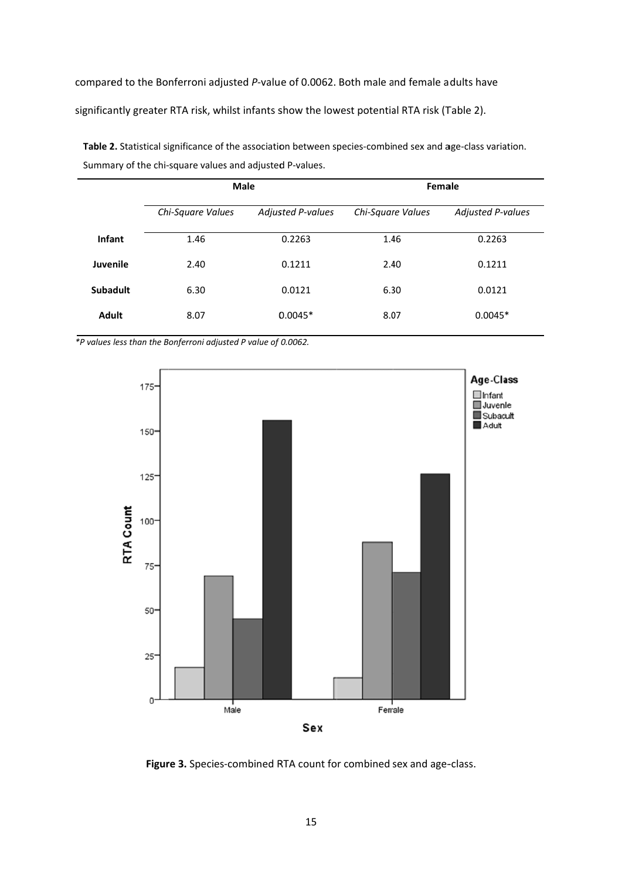compared to the Bonferroni adjusted *P*-value of 0.0062. Both male and female adults have significantly greater RTA risk, whilst infants show the lowest potential RTA risk (Table 2).

**Table 2.** Statistical significance of the association between species-combined sex and age-class variation. Summary of the chi-square values and adjusted P-values.

| | Male | | Female | |
|---|---|---|---|---|
| | *Chi-Square Values* | *Adjusted P-values* | *Chi-Square Values* | *Adjusted P-values* |
| **Infant** | 1.46 | 0.2263 | 1.46 | 0.2263 |
| **Juvenile** | 2.40 | 0.1211 | 2.40 | 0.1211 |
| **Subadult** | 6.30 | 0.0121 | 6.30 | 0.0121 |
| **Adult** | 8.07 | 0.0045* | 8.07 | 0.0045* |

*\*P values less than the Bonferroni adjusted P value of 0.0062.*

**Figure 3.** Species-combined RTA count for combined sex and age-class.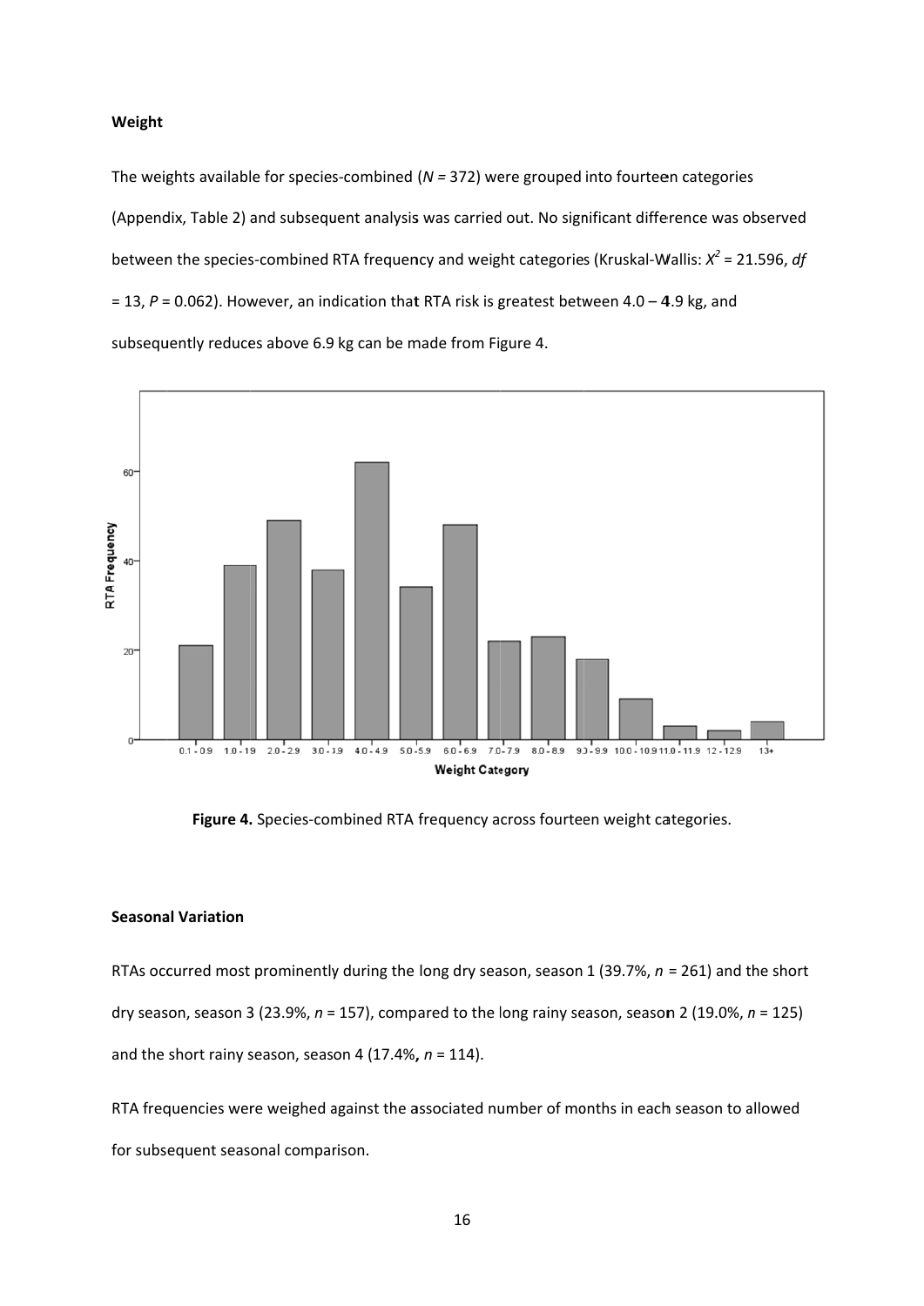### Weight

The weights available for species-combined (*N* = 372) were grouped into fourteen categories (Appendix, Table 2) and subsequent analysis was carried out. No significant difference was observed between the species-combined RTA frequency and weight categories (Kruskal-Wallis: $X^2$ = 21.596, *df* = 13, *P* = 0.062). However, an indication that RTA risk is greatest between 4.0 – 4.9 kg, and subsequently reduces above 6.9 kg can be made from Figure 4.

**Figure 4.** Species-combined RTA frequency across fourteen weight categories.

### Seasonal Variation

RTAs occurred most prominently during the long dry season, season 1 (39.7%, *n* = 261) and the short dry season, season 3 (23.9%, *n* = 157), compared to the long rainy season, season 2 (19.0%, *n* = 125) and the short rainy season, season 4 (17.4%**,** *n* = 114).

RTA frequencies were weighed against the associated number of months in each season to allowed for subsequent seasonal comparison.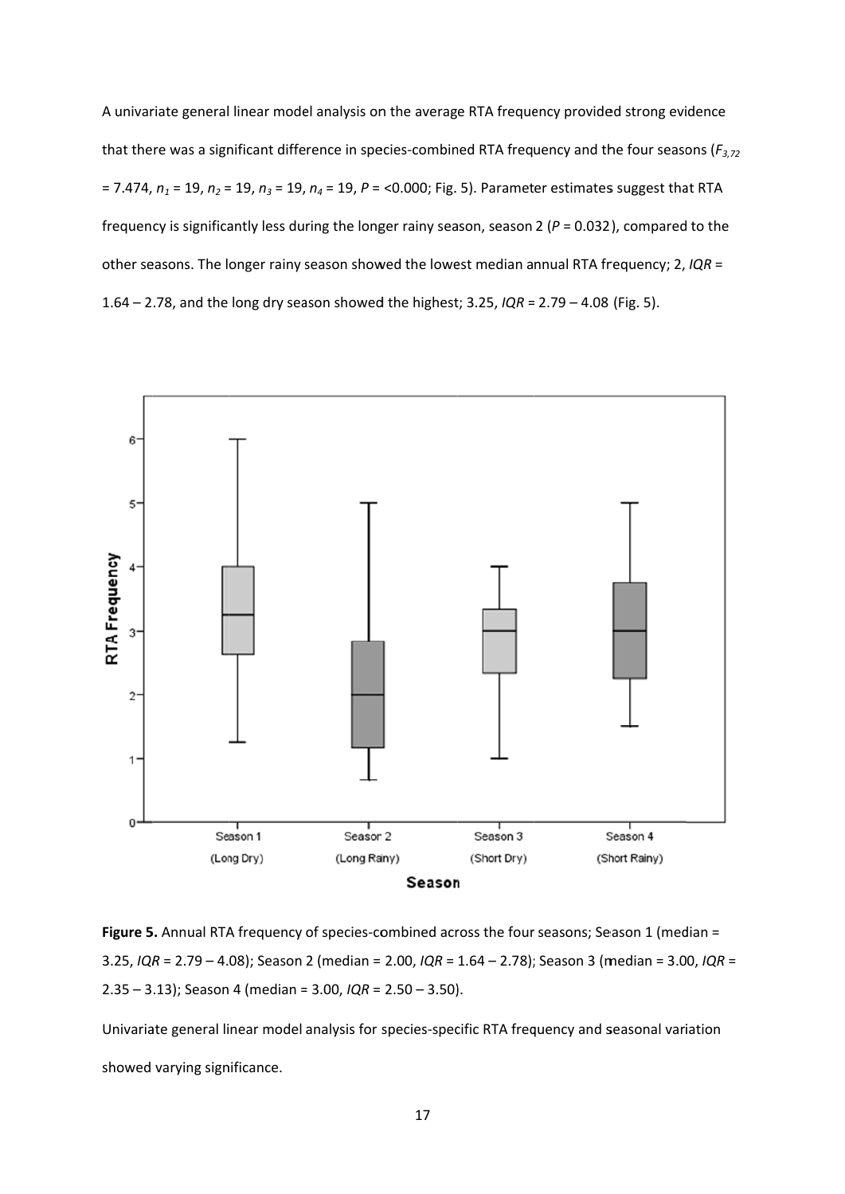A univariate general linear model analysis on the average RTA frequency provided strong evidence that there was a significant difference in species-combined RTA frequency and the four seasons ($F_{3,72}$ = 7.474, $n_1$ = 19, $n_2$ = 19, $n_3$ = 19, $n_4$ = 19, $P$ = <0.000; Fig. 5). Parameter estimates suggest that RTA frequency is significantly less during the longer rainy season, season 2 ($P$ = 0.032), compared to the other seasons. The longer rainy season showed the lowest median annual RTA frequency; 2, *IQR* = 1.64 – 2.78, and the long dry season showed the highest; 3.25, *IQR* = 2.79 – 4.08 (Fig. 5).

**Figure 5.** Annual RTA frequency of species-combined across the four seasons; Season 1 (median = 3.25, *IQR* = 2.79 – 4.08); Season 2 (median = 2.00, *IQR* = 1.64 – 2.78); Season 3 (median = 3.00, *IQR* = 2.35 – 3.13); Season 4 (median = 3.00, *IQR* = 2.50 – 3.50).

Univariate general linear model analysis for species-specific RTA frequency and seasonal variation showed varying significance.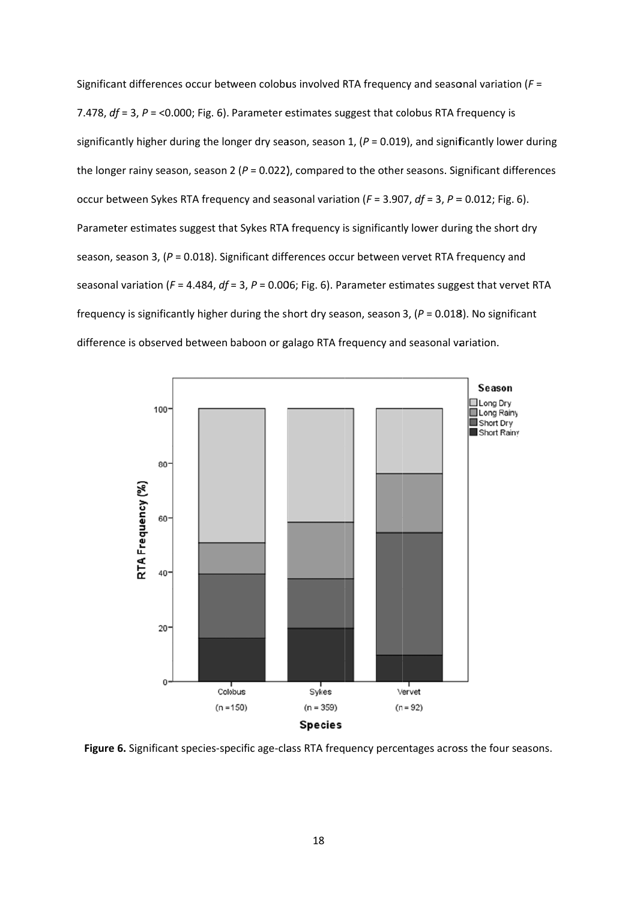Significant differences occur between colobus involved RTA frequency and seasonal variation ($F$ = 7.478, $df$ = 3, $P$ = <0.000; Fig. 6). Parameter estimates suggest that colobus RTA frequency is significantly higher during the longer dry season, season 1, ($P$ = 0.019), and significantly lower during the longer rainy season, season 2 ($P$ = 0.022), compared to the other seasons. Significant differences occur between Sykes RTA frequency and seasonal variation ($F$ = 3.907, $df$ = 3, $P$ = 0.012; Fig. 6). Parameter estimates suggest that Sykes RTA frequency is significantly lower during the short dry season, season 3, ($P$ = 0.018). Significant differences occur between vervet RTA frequency and seasonal variation ($F$ = 4.484, $df$ = 3, $P$ = 0.006; Fig. 6). Parameter estimates suggest that vervet RTA frequency is significantly higher during the short dry season, season 3, ($P$ = 0.018). No significant difference is observed between baboon or galago RTA frequency and seasonal variation.

**Figure 6.** Significant species-specific age-class RTA frequency percentages across the four seasons.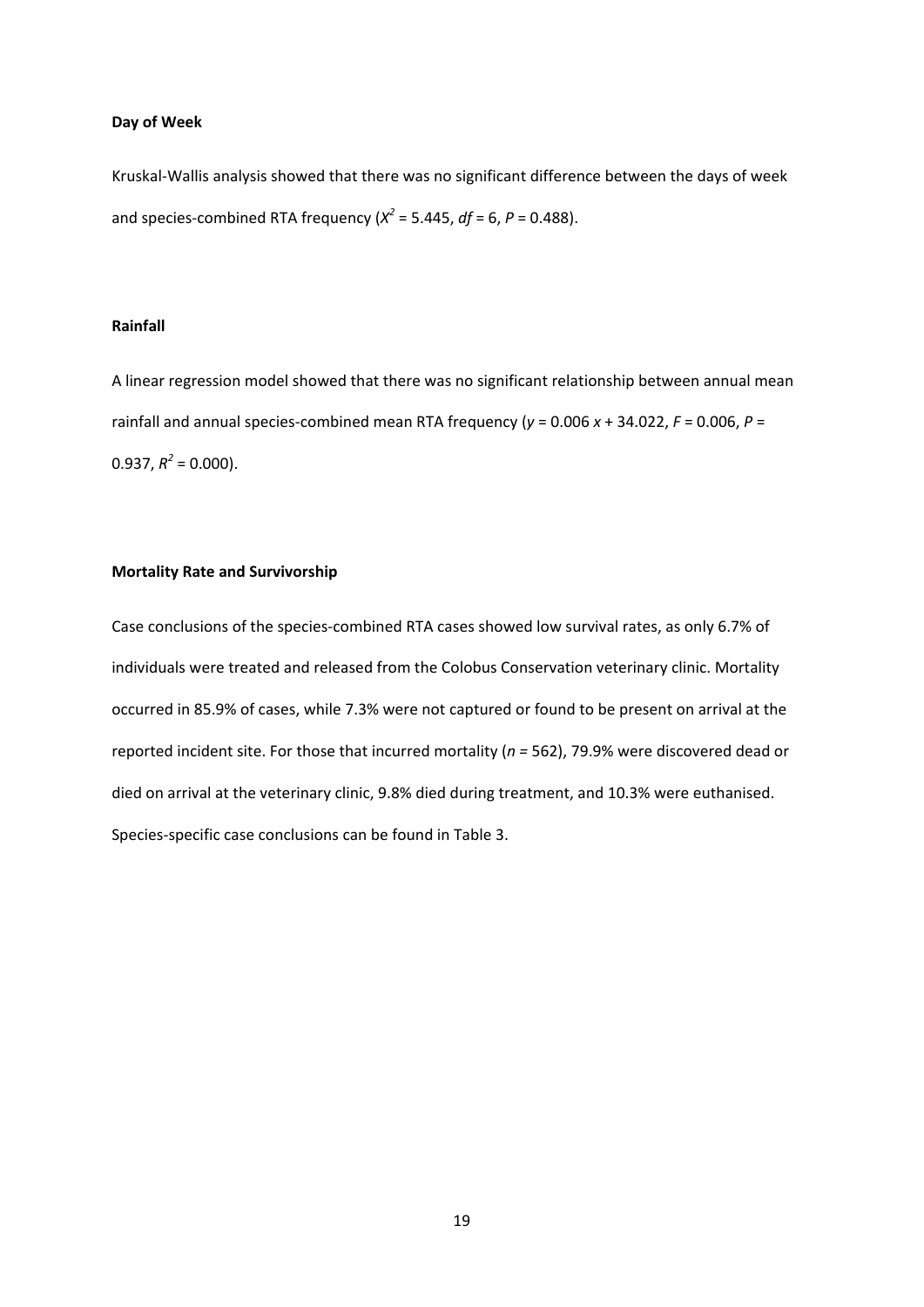**Day of Week**

Kruskal-Wallis analysis showed that there was no significant difference between the days of week and species-combined RTA frequency ($X^2 = 5.445$, $df = 6$, $P = 0.488$).

**Rainfall**

A linear regression model showed that there was no significant relationship between annual mean rainfall and annual species-combined mean RTA frequency ($y = 0.006x + 34.022$, $F = 0.006$, $P = 0.937$, $R^2 = 0.000$).

**Mortality Rate and Survivorship**

Case conclusions of the species-combined RTA cases showed low survival rates, as only 6.7% of individuals were treated and released from the Colobus Conservation veterinary clinic. Mortality occurred in 85.9% of cases, while 7.3% were not captured or found to be present on arrival at the reported incident site. For those that incurred mortality ($n = 562$), 79.9% were discovered dead or died on arrival at the veterinary clinic, 9.8% died during treatment, and 10.3% were euthanised. Species-specific case conclusions can be found in Table 3.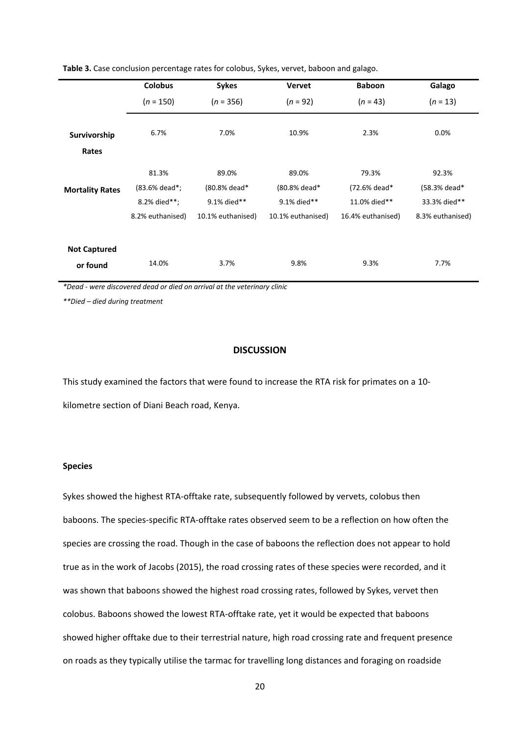**Table 3.** Case conclusion percentage rates for colobus, Sykes, vervet, baboon and galago.

| | Colobus ($n$ = 150) | Sykes ($n$ = 356) | Vervet ($n$ = 92) | Baboon ($n$ = 43) | Galago ($n$ = 13) |
|---|---|---|---|---|---|
| **Survivorship Rates** | 6.7% | 7.0% | 10.9% | 2.3% | 0.0% |
| **Mortality Rates** | 81.3% (83.6% dead*; 8.2% died**; 8.2% euthanised) | 89.0% (80.8% dead* 9.1% died** 10.1% euthanised) | 89.0% (80.8% dead* 9.1% died** 10.1% euthanised) | 79.3% (72.6% dead* 11.0% died** 16.4% euthanised) | 92.3% (58.3% dead* 33.3% died** 8.3% euthanised) |
| **Not Captured or found** | 14.0% | 3.7% | 9.8% | 9.3% | 7.7% |

*\*Dead - were discovered dead or died on arrival at the veterinary clinic*

*\*\*Died – died during treatment*

## DISCUSSION

This study examined the factors that were found to increase the RTA risk for primates on a 10-kilometre section of Diani Beach road, Kenya.

### Species

Sykes showed the highest RTA-offtake rate, subsequently followed by vervets, colobus then baboons. The species-specific RTA-offtake rates observed seem to be a reflection on how often the species are crossing the road. Though in the case of baboons the reflection does not appear to hold true as in the work of Jacobs (2015), the road crossing rates of these species were recorded, and it was shown that baboons showed the highest road crossing rates, followed by Sykes, vervet then colobus. Baboons showed the lowest RTA-offtake rate, yet it would be expected that baboons showed higher offtake due to their terrestrial nature, high road crossing rate and frequent presence on roads as they typically utilise the tarmac for travelling long distances and foraging on roadside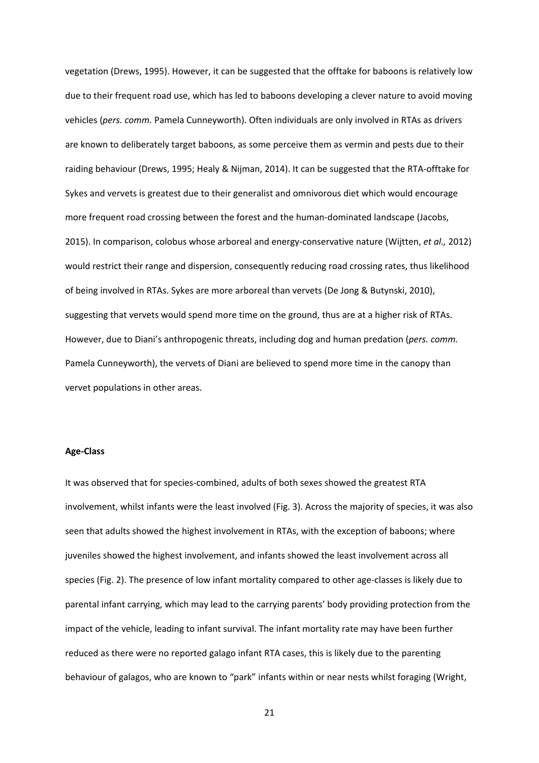vegetation (Drews, 1995). However, it can be suggested that the offtake for baboons is relatively low due to their frequent road use, which has led to baboons developing a clever nature to avoid moving vehicles (*pers. comm.* Pamela Cunneyworth). Often individuals are only involved in RTAs as drivers are known to deliberately target baboons, as some perceive them as vermin and pests due to their raiding behaviour (Drews, 1995; Healy & Nijman, 2014). It can be suggested that the RTA-offtake for Sykes and vervets is greatest due to their generalist and omnivorous diet which would encourage more frequent road crossing between the forest and the human-dominated landscape (Jacobs, 2015). In comparison, colobus whose arboreal and energy-conservative nature (Wijtten, *et al.,* 2012) would restrict their range and dispersion, consequently reducing road crossing rates, thus likelihood of being involved in RTAs. Sykes are more arboreal than vervets (De Jong & Butynski, 2010), suggesting that vervets would spend more time on the ground, thus are at a higher risk of RTAs. However, due to Diani's anthropogenic threats, including dog and human predation (*pers. comm.* Pamela Cunneyworth), the vervets of Diani are believed to spend more time in the canopy than vervet populations in other areas.

**Age-Class**

It was observed that for species-combined, adults of both sexes showed the greatest RTA involvement, whilst infants were the least involved (Fig. 3). Across the majority of species, it was also seen that adults showed the highest involvement in RTAs, with the exception of baboons; where juveniles showed the highest involvement, and infants showed the least involvement across all species (Fig. 2). The presence of low infant mortality compared to other age-classes is likely due to parental infant carrying, which may lead to the carrying parents' body providing protection from the impact of the vehicle, leading to infant survival. The infant mortality rate may have been further reduced as there were no reported galago infant RTA cases, this is likely due to the parenting behaviour of galagos, who are known to "park" infants within or near nests whilst foraging (Wright,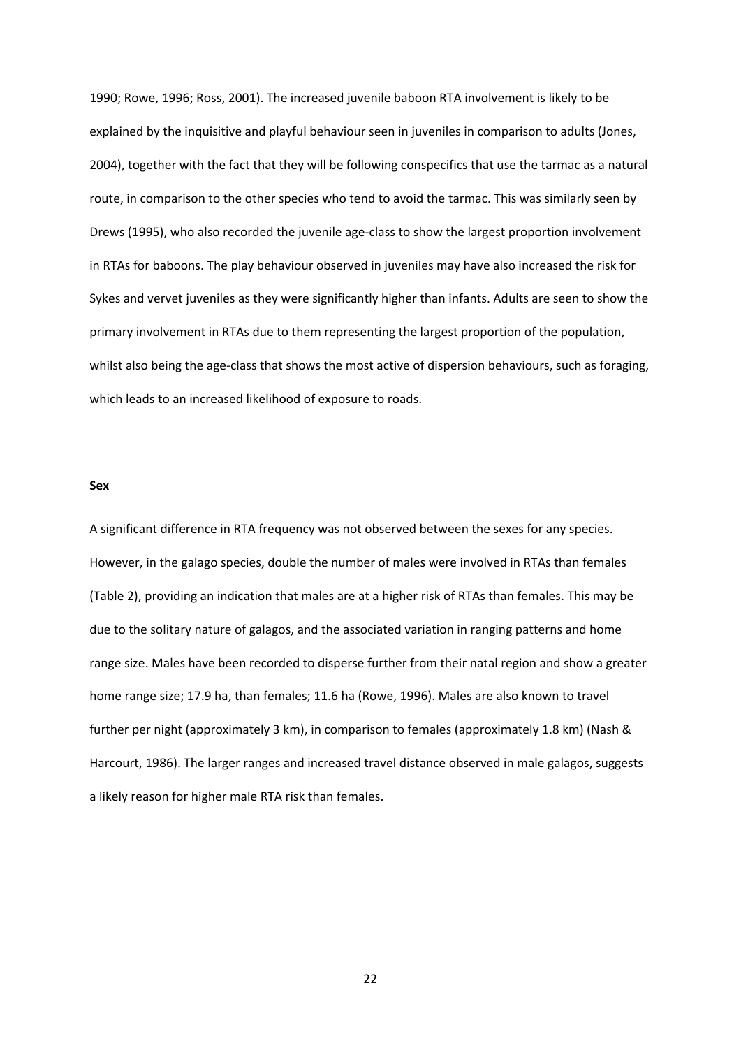1990; Rowe, 1996; Ross, 2001). The increased juvenile baboon RTA involvement is likely to be explained by the inquisitive and playful behaviour seen in juveniles in comparison to adults (Jones, 2004), together with the fact that they will be following conspecifics that use the tarmac as a natural route, in comparison to the other species who tend to avoid the tarmac. This was similarly seen by Drews (1995), who also recorded the juvenile age-class to show the largest proportion involvement in RTAs for baboons. The play behaviour observed in juveniles may have also increased the risk for Sykes and vervet juveniles as they were significantly higher than infants. Adults are seen to show the primary involvement in RTAs due to them representing the largest proportion of the population, whilst also being the age-class that shows the most active of dispersion behaviours, such as foraging, which leads to an increased likelihood of exposure to roads.

**Sex**

A significant difference in RTA frequency was not observed between the sexes for any species. However, in the galago species, double the number of males were involved in RTAs than females (Table 2), providing an indication that males are at a higher risk of RTAs than females. This may be due to the solitary nature of galagos, and the associated variation in ranging patterns and home range size. Males have been recorded to disperse further from their natal region and show a greater home range size; 17.9 ha, than females; 11.6 ha (Rowe, 1996). Males are also known to travel further per night (approximately 3 km), in comparison to females (approximately 1.8 km) (Nash & Harcourt, 1986). The larger ranges and increased travel distance observed in male galagos, suggests a likely reason for higher male RTA risk than females.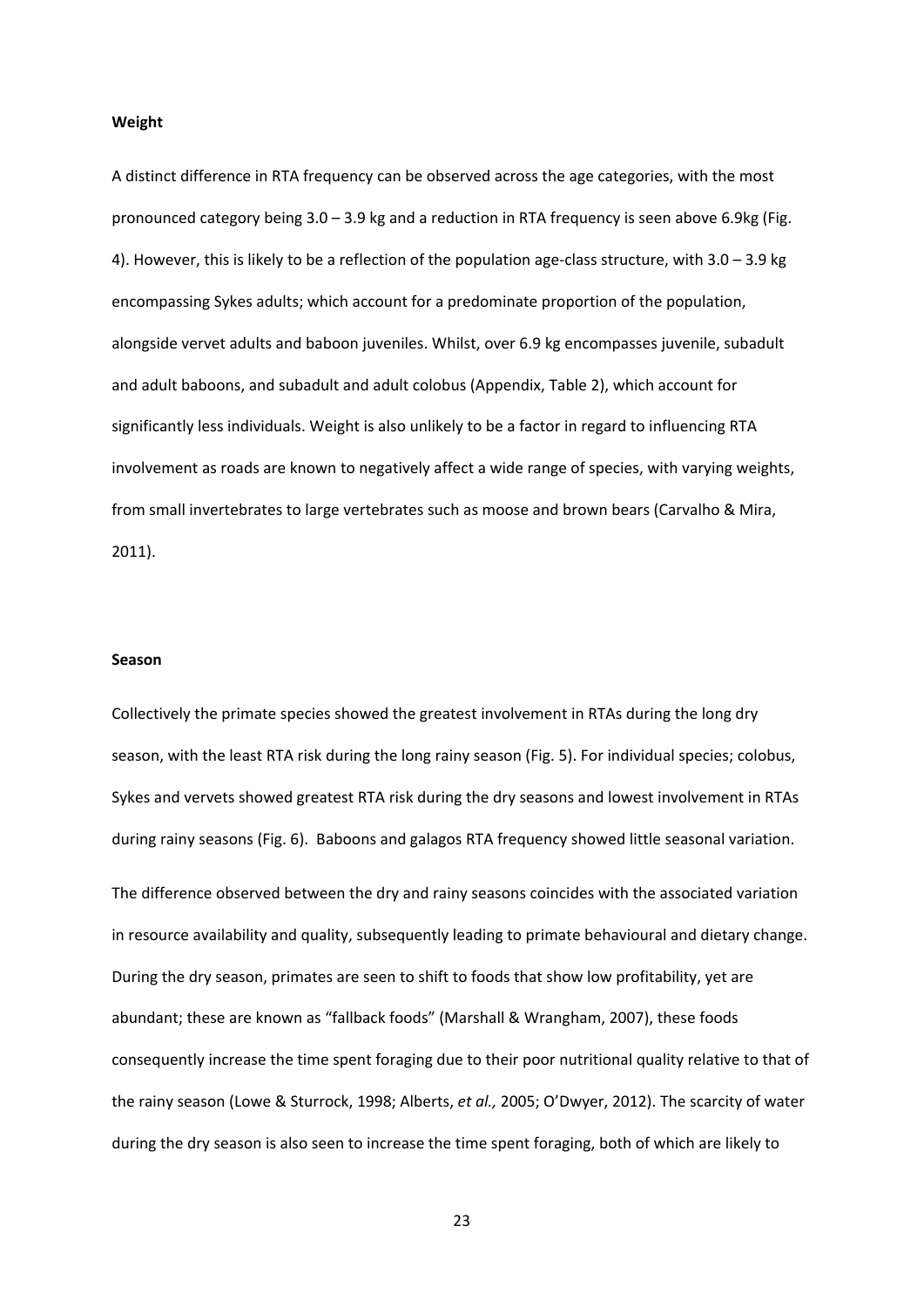**Weight**

A distinct difference in RTA frequency can be observed across the age categories, with the most pronounced category being 3.0 – 3.9 kg and a reduction in RTA frequency is seen above 6.9kg (Fig. 4). However, this is likely to be a reflection of the population age-class structure, with 3.0 – 3.9 kg encompassing Sykes adults; which account for a predominate proportion of the population, alongside vervet adults and baboon juveniles. Whilst, over 6.9 kg encompasses juvenile, subadult and adult baboons, and subadult and adult colobus (Appendix, Table 2), which account for significantly less individuals. Weight is also unlikely to be a factor in regard to influencing RTA involvement as roads are known to negatively affect a wide range of species, with varying weights, from small invertebrates to large vertebrates such as moose and brown bears (Carvalho & Mira, 2011).

**Season**

Collectively the primate species showed the greatest involvement in RTAs during the long dry season, with the least RTA risk during the long rainy season (Fig. 5). For individual species; colobus, Sykes and vervets showed greatest RTA risk during the dry seasons and lowest involvement in RTAs during rainy seasons (Fig. 6). Baboons and galagos RTA frequency showed little seasonal variation.

The difference observed between the dry and rainy seasons coincides with the associated variation in resource availability and quality, subsequently leading to primate behavioural and dietary change. During the dry season, primates are seen to shift to foods that show low profitability, yet are abundant; these are known as "fallback foods" (Marshall & Wrangham, 2007), these foods consequently increase the time spent foraging due to their poor nutritional quality relative to that of the rainy season (Lowe & Sturrock, 1998; Alberts, *et al.,* 2005; O'Dwyer, 2012). The scarcity of water during the dry season is also seen to increase the time spent foraging, both of which are likely to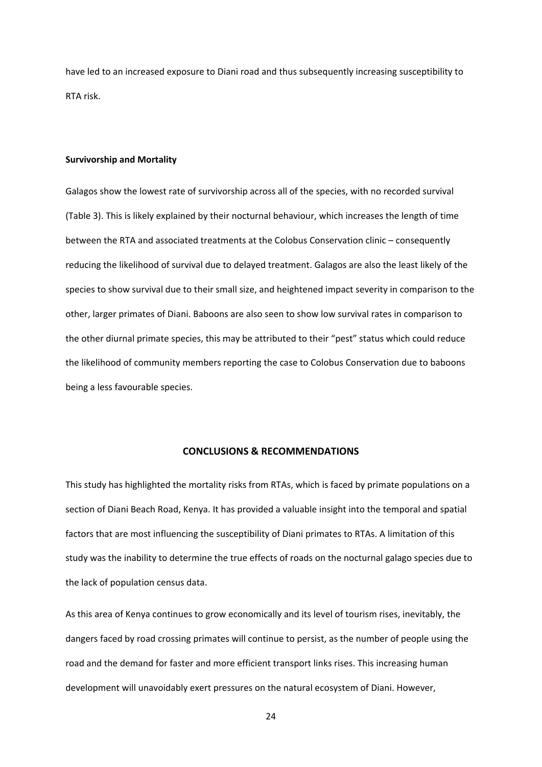have led to an increased exposure to Diani road and thus subsequently increasing susceptibility to RTA risk.

**Survivorship and Mortality**

Galagos show the lowest rate of survivorship across all of the species, with no recorded survival (Table 3). This is likely explained by their nocturnal behaviour, which increases the length of time between the RTA and associated treatments at the Colobus Conservation clinic – consequently reducing the likelihood of survival due to delayed treatment. Galagos are also the least likely of the species to show survival due to their small size, and heightened impact severity in comparison to the other, larger primates of Diani. Baboons are also seen to show low survival rates in comparison to the other diurnal primate species, this may be attributed to their "pest" status which could reduce the likelihood of community members reporting the case to Colobus Conservation due to baboons being a less favourable species.

## CONCLUSIONS & RECOMMENDATIONS

This study has highlighted the mortality risks from RTAs, which is faced by primate populations on a section of Diani Beach Road, Kenya. It has provided a valuable insight into the temporal and spatial factors that are most influencing the susceptibility of Diani primates to RTAs. A limitation of this study was the inability to determine the true effects of roads on the nocturnal galago species due to the lack of population census data.

As this area of Kenya continues to grow economically and its level of tourism rises, inevitably, the dangers faced by road crossing primates will continue to persist, as the number of people using the road and the demand for faster and more efficient transport links rises. This increasing human development will unavoidably exert pressures on the natural ecosystem of Diani. However,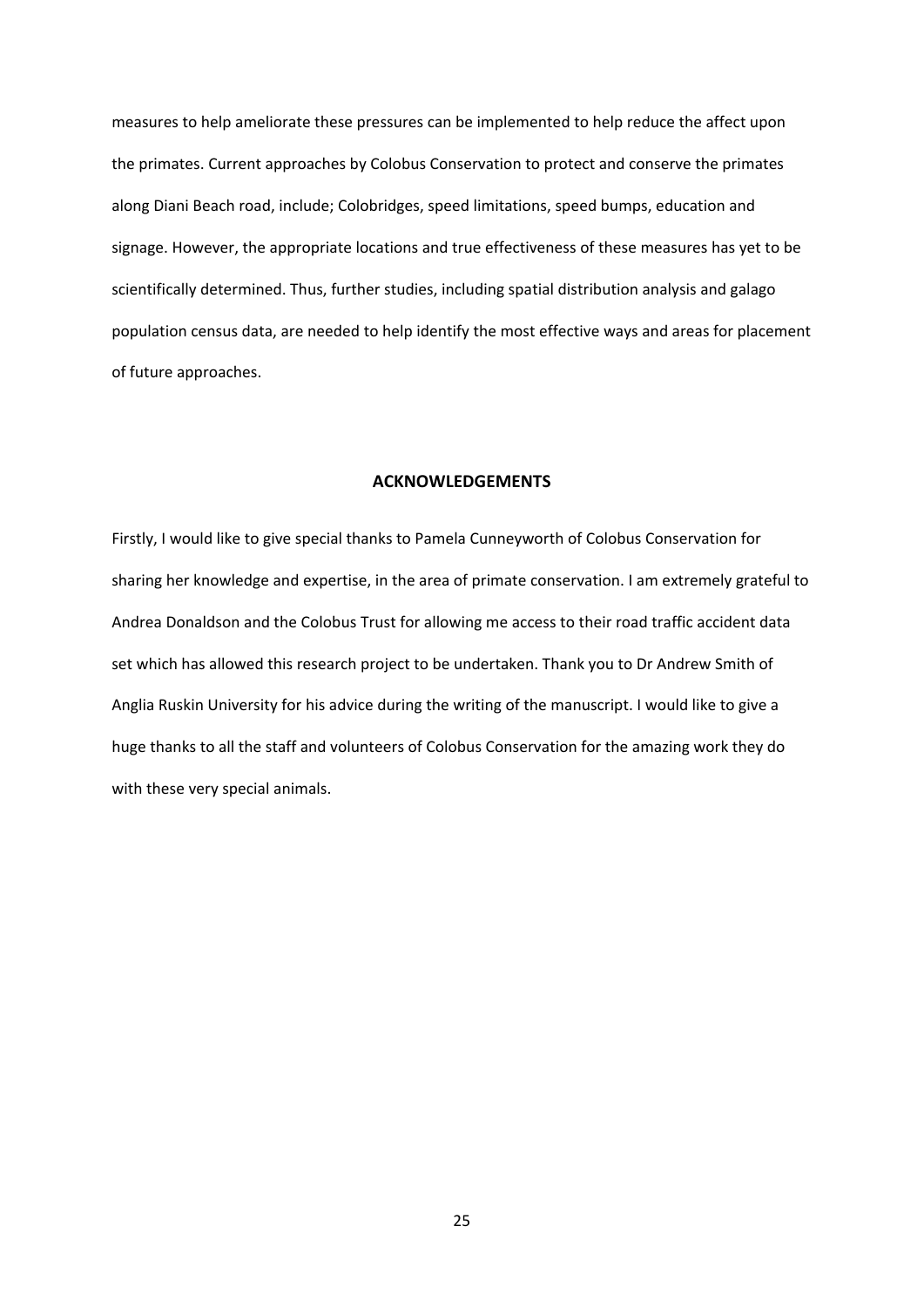measures to help ameliorate these pressures can be implemented to help reduce the affect upon the primates. Current approaches by Colobus Conservation to protect and conserve the primates along Diani Beach road, include; Colobridges, speed limitations, speed bumps, education and signage. However, the appropriate locations and true effectiveness of these measures has yet to be scientifically determined. Thus, further studies, including spatial distribution analysis and galago population census data, are needed to help identify the most effective ways and areas for placement of future approaches.

## ACKNOWLEDGEMENTS

Firstly, I would like to give special thanks to Pamela Cunneyworth of Colobus Conservation for sharing her knowledge and expertise, in the area of primate conservation. I am extremely grateful to Andrea Donaldson and the Colobus Trust for allowing me access to their road traffic accident data set which has allowed this research project to be undertaken. Thank you to Dr Andrew Smith of Anglia Ruskin University for his advice during the writing of the manuscript. I would like to give a huge thanks to all the staff and volunteers of Colobus Conservation for the amazing work they do with these very special animals.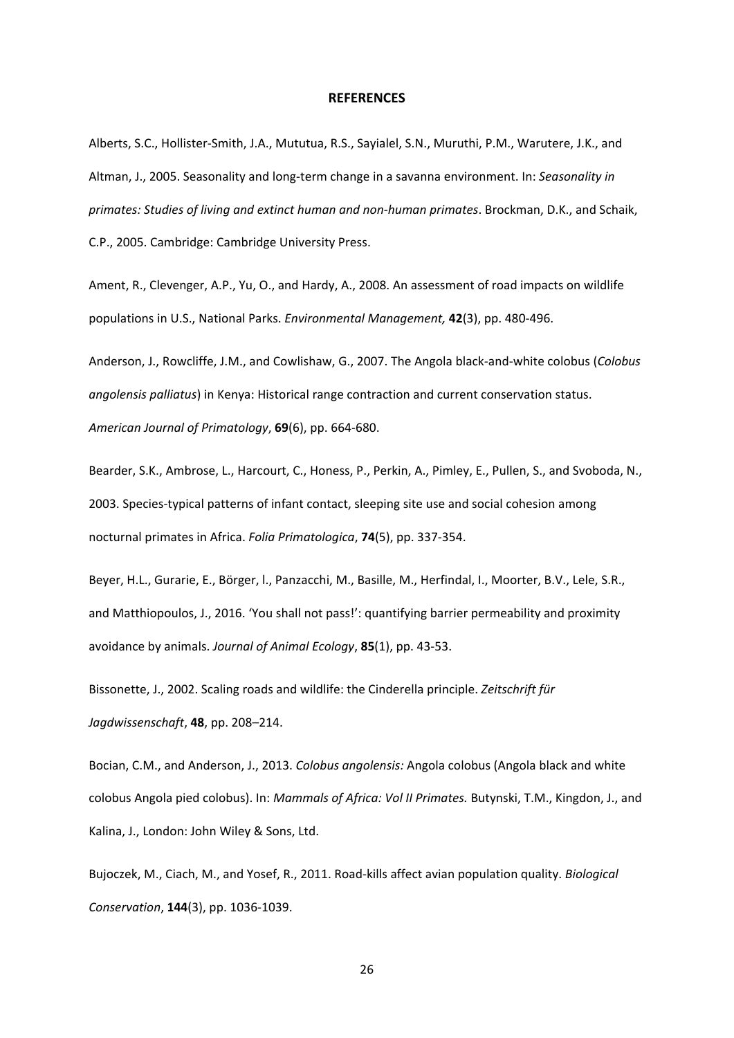## REFERENCES

Alberts, S.C., Hollister-Smith, J.A., Mututua, R.S., Sayialel, S.N., Muruthi, P.M., Warutere, J.K., and Altman, J., 2005. Seasonality and long-term change in a savanna environment. In: *Seasonality in primates: Studies of living and extinct human and non-human primates*. Brockman, D.K., and Schaik, C.P., 2005. Cambridge: Cambridge University Press.

Ament, R., Clevenger, A.P., Yu, O., and Hardy, A., 2008. An assessment of road impacts on wildlife populations in U.S., National Parks. *Environmental Management,* **42**(3), pp. 480-496.

Anderson, J., Rowcliffe, J.M., and Cowlishaw, G., 2007. The Angola black-and-white colobus (*Colobus angolensis palliatus*) in Kenya: Historical range contraction and current conservation status. *American Journal of Primatology*, **69**(6), pp. 664-680.

Bearder, S.K., Ambrose, L., Harcourt, C., Honess, P., Perkin, A., Pimley, E., Pullen, S., and Svoboda, N., 2003. Species-typical patterns of infant contact, sleeping site use and social cohesion among nocturnal primates in Africa. *Folia Primatologica*, **74**(5), pp. 337-354.

Beyer, H.L., Gurarie, E., Börger, l., Panzacchi, M., Basille, M., Herfindal, I., Moorter, B.V., Lele, S.R., and Matthiopoulos, J., 2016. 'You shall not pass!': quantifying barrier permeability and proximity avoidance by animals. *Journal of Animal Ecology*, **85**(1), pp. 43-53.

Bissonette, J., 2002. Scaling roads and wildlife: the Cinderella principle. *Zeitschrift für Jagdwissenschaft*, **48**, pp. 208–214.

Bocian, C.M., and Anderson, J., 2013. *Colobus angolensis:* Angola colobus (Angola black and white colobus Angola pied colobus). In: *Mammals of Africa: Vol II Primates.* Butynski, T.M., Kingdon, J., and Kalina, J., London: John Wiley & Sons, Ltd.

Bujoczek, M., Ciach, M., and Yosef, R., 2011. Road-kills affect avian population quality. *Biological Conservation*, **144**(3), pp. 1036-1039.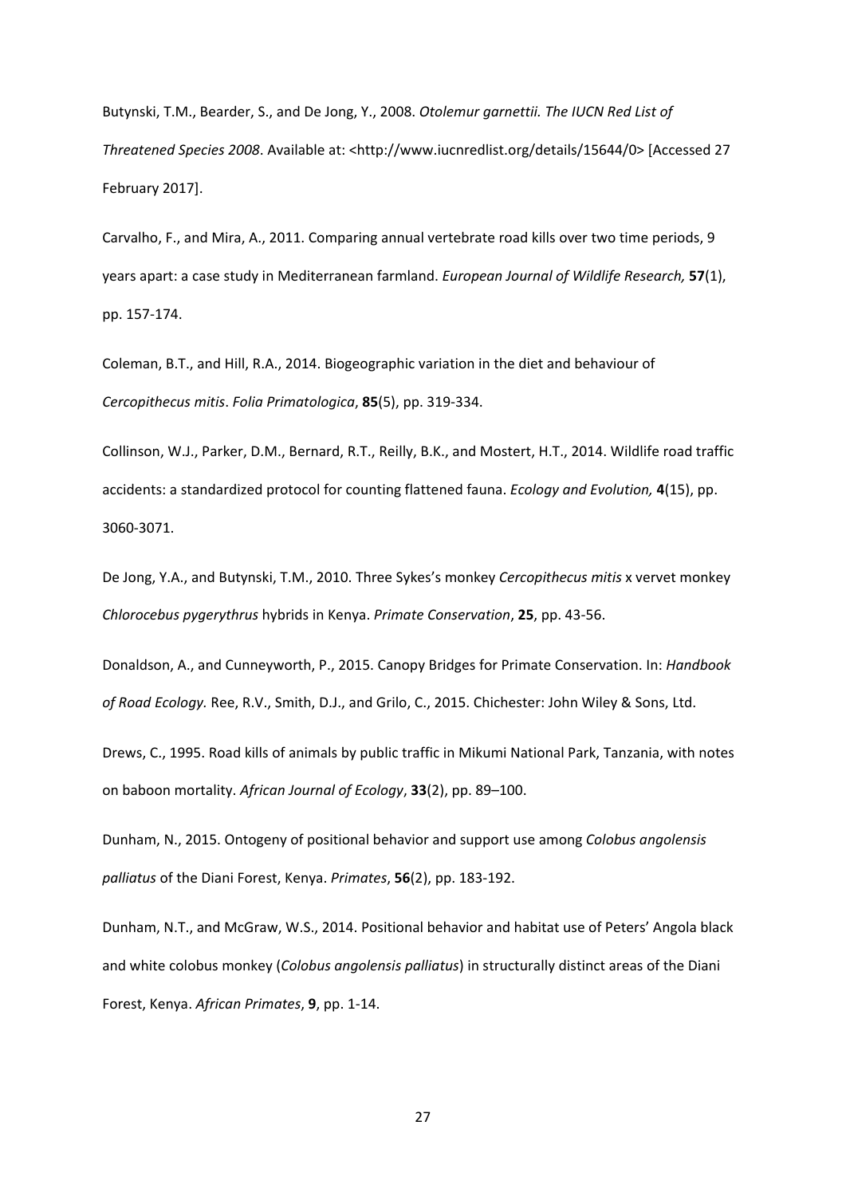Butynski, T.M., Bearder, S., and De Jong, Y., 2008. *Otolemur garnettii. The IUCN Red List of Threatened Species 2008*. Available at: <http://www.iucnredlist.org/details/15644/0> [Accessed 27 February 2017].

Carvalho, F., and Mira, A., 2011. Comparing annual vertebrate road kills over two time periods, 9 years apart: a case study in Mediterranean farmland. *European Journal of Wildlife Research,* **57**(1), pp. 157-174.

Coleman, B.T., and Hill, R.A., 2014. Biogeographic variation in the diet and behaviour of *Cercopithecus mitis*. *Folia Primatologica*, **85**(5), pp. 319-334.

Collinson, W.J., Parker, D.M., Bernard, R.T., Reilly, B.K., and Mostert, H.T., 2014. Wildlife road traffic accidents: a standardized protocol for counting flattened fauna. *Ecology and Evolution,* **4**(15), pp. 3060-3071.

De Jong, Y.A., and Butynski, T.M., 2010. Three Sykes's monkey *Cercopithecus mitis* x vervet monkey *Chlorocebus pygerythrus* hybrids in Kenya. *Primate Conservation*, **25**, pp. 43-56.

Donaldson, A., and Cunneyworth, P., 2015. Canopy Bridges for Primate Conservation. In: *Handbook of Road Ecology.* Ree, R.V., Smith, D.J., and Grilo, C., 2015. Chichester: John Wiley & Sons, Ltd.

Drews, C., 1995. Road kills of animals by public traffic in Mikumi National Park, Tanzania, with notes on baboon mortality. *African Journal of Ecology*, **33**(2), pp. 89–100.

Dunham, N., 2015. Ontogeny of positional behavior and support use among *Colobus angolensis palliatus* of the Diani Forest, Kenya. *Primates*, **56**(2), pp. 183-192.

Dunham, N.T., and McGraw, W.S., 2014. Positional behavior and habitat use of Peters' Angola black and white colobus monkey (*Colobus angolensis palliatus*) in structurally distinct areas of the Diani Forest, Kenya. *African Primates*, **9**, pp. 1-14.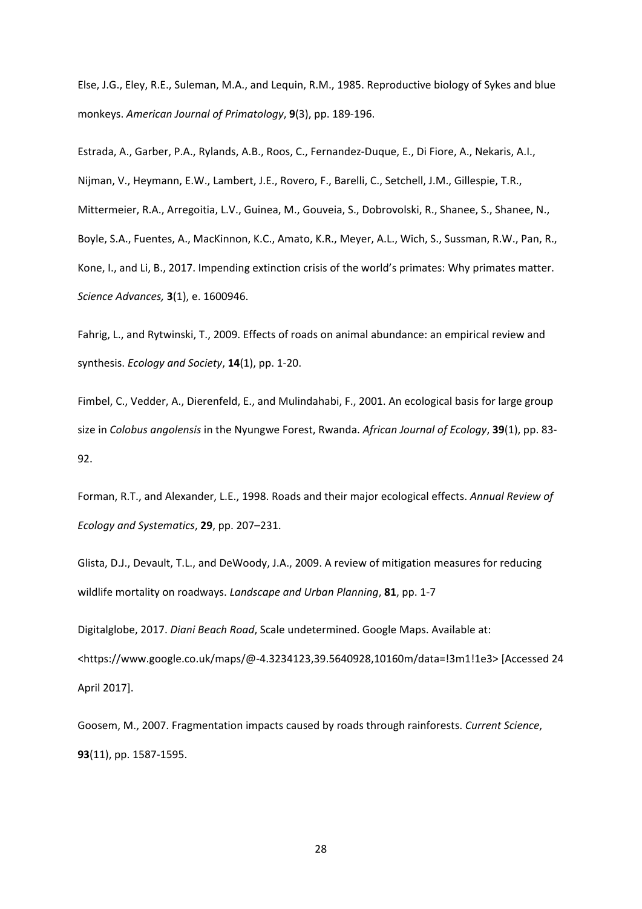Else, J.G., Eley, R.E., Suleman, M.A., and Lequin, R.M., 1985. Reproductive biology of Sykes and blue monkeys. *American Journal of Primatology*, **9**(3), pp. 189-196.

Estrada, A., Garber, P.A., Rylands, A.B., Roos, C., Fernandez-Duque, E., Di Fiore, A., Nekaris, A.I., Nijman, V., Heymann, E.W., Lambert, J.E., Rovero, F., Barelli, C., Setchell, J.M., Gillespie, T.R., Mittermeier, R.A., Arregoitia, L.V., Guinea, M., Gouveia, S., Dobrovolski, R., Shanee, S., Shanee, N., Boyle, S.A., Fuentes, A., MacKinnon, K.C., Amato, K.R., Meyer, A.L., Wich, S., Sussman, R.W., Pan, R., Kone, I., and Li, B., 2017. Impending extinction crisis of the world's primates: Why primates matter. *Science Advances,* **3**(1), e. 1600946.

Fahrig, L., and Rytwinski, T., 2009. Effects of roads on animal abundance: an empirical review and synthesis. *Ecology and Society*, **14**(1), pp. 1-20.

Fimbel, C., Vedder, A., Dierenfeld, E., and Mulindahabi, F., 2001. An ecological basis for large group size in *Colobus angolensis* in the Nyungwe Forest, Rwanda. *African Journal of Ecology*, **39**(1), pp. 83-92.

Forman, R.T., and Alexander, L.E., 1998. Roads and their major ecological effects. *Annual Review of Ecology and Systematics*, **29**, pp. 207–231.

Glista, D.J., Devault, T.L., and DeWoody, J.A., 2009. A review of mitigation measures for reducing wildlife mortality on roadways. *Landscape and Urban Planning*, **81**, pp. 1-7

Digitalglobe, 2017. *Diani Beach Road*, Scale undetermined. Google Maps. Available at: <https://www.google.co.uk/maps/@-4.3234123,39.5640928,10160m/data=!3m1!1e3> [Accessed 24 April 2017].

Goosem, M., 2007. Fragmentation impacts caused by roads through rainforests. *Current Science*, **93**(11), pp. 1587-1595.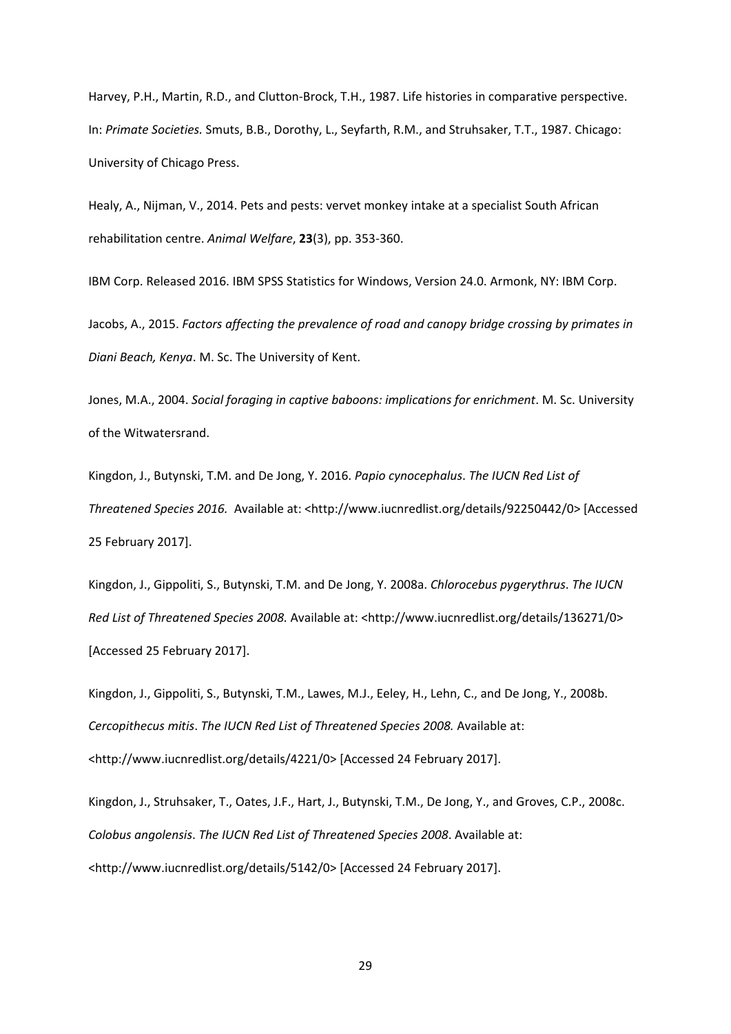Harvey, P.H., Martin, R.D., and Clutton-Brock, T.H., 1987. Life histories in comparative perspective. In: *Primate Societies.* Smuts, B.B., Dorothy, L., Seyfarth, R.M., and Struhsaker, T.T., 1987. Chicago: University of Chicago Press.

Healy, A., Nijman, V., 2014. Pets and pests: vervet monkey intake at a specialist South African rehabilitation centre. *Animal Welfare*, **23**(3), pp. 353-360.

IBM Corp. Released 2016. IBM SPSS Statistics for Windows, Version 24.0. Armonk, NY: IBM Corp.

Jacobs, A., 2015. *Factors affecting the prevalence of road and canopy bridge crossing by primates in Diani Beach, Kenya*. M. Sc. The University of Kent.

Jones, M.A., 2004. *Social foraging in captive baboons: implications for enrichment*. M. Sc. University of the Witwatersrand.

Kingdon, J., Butynski, T.M. and De Jong, Y. 2016. *Papio cynocephalus*. *The IUCN Red List of Threatened Species 2016.* Available at: <http://www.iucnredlist.org/details/92250442/0> [Accessed 25 February 2017].

Kingdon, J., Gippoliti, S., Butynski, T.M. and De Jong, Y. 2008a. *Chlorocebus pygerythrus*. *The IUCN Red List of Threatened Species 2008.* Available at: <http://www.iucnredlist.org/details/136271/0> [Accessed 25 February 2017].

Kingdon, J., Gippoliti, S., Butynski, T.M., Lawes, M.J., Eeley, H., Lehn, C., and De Jong, Y., 2008b. *Cercopithecus mitis*. *The IUCN Red List of Threatened Species 2008.* Available at: <http://www.iucnredlist.org/details/4221/0> [Accessed 24 February 2017].

Kingdon, J., Struhsaker, T., Oates, J.F., Hart, J., Butynski, T.M., De Jong, Y., and Groves, C.P., 2008c. *Colobus angolensis*. *The IUCN Red List of Threatened Species 2008*. Available at: <http://www.iucnredlist.org/details/5142/0> [Accessed 24 February 2017].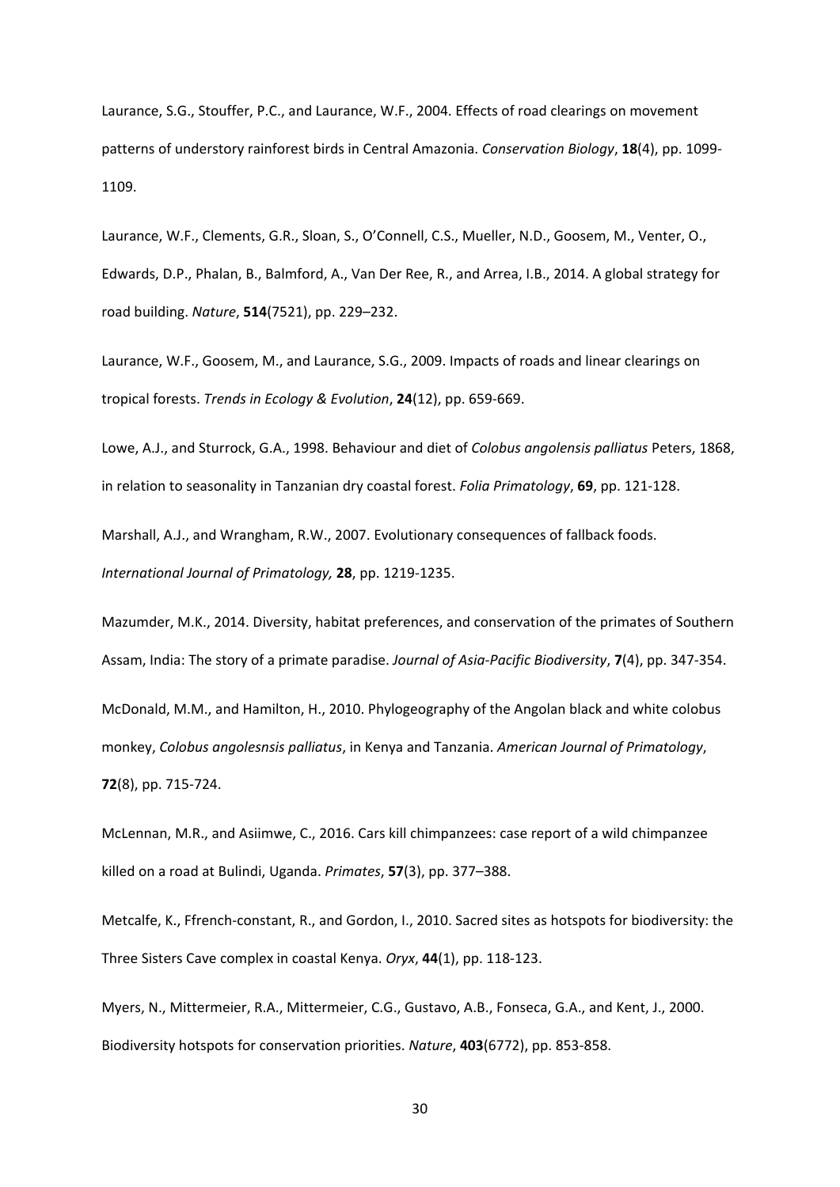Laurance, S.G., Stouffer, P.C., and Laurance, W.F., 2004. Effects of road clearings on movement patterns of understory rainforest birds in Central Amazonia. *Conservation Biology*, **18**(4), pp. 1099-1109.

Laurance, W.F., Clements, G.R., Sloan, S., O'Connell, C.S., Mueller, N.D., Goosem, M., Venter, O., Edwards, D.P., Phalan, B., Balmford, A., Van Der Ree, R., and Arrea, I.B., 2014. A global strategy for road building. *Nature*, **514**(7521), pp. 229–232.

Laurance, W.F., Goosem, M., and Laurance, S.G., 2009. Impacts of roads and linear clearings on tropical forests. *Trends in Ecology & Evolution*, **24**(12), pp. 659-669.

Lowe, A.J., and Sturrock, G.A., 1998. Behaviour and diet of *Colobus angolensis palliatus* Peters, 1868, in relation to seasonality in Tanzanian dry coastal forest. *Folia Primatology*, **69**, pp. 121-128.

Marshall, A.J., and Wrangham, R.W., 2007. Evolutionary consequences of fallback foods. *International Journal of Primatology,* **28**, pp. 1219-1235.

Mazumder, M.K., 2014. Diversity, habitat preferences, and conservation of the primates of Southern Assam, India: The story of a primate paradise. *Journal of Asia-Pacific Biodiversity*, **7**(4), pp. 347-354.

McDonald, M.M., and Hamilton, H., 2010. Phylogeography of the Angolan black and white colobus monkey, *Colobus angolesnsis palliatus*, in Kenya and Tanzania. *American Journal of Primatology*, **72**(8), pp. 715-724.

McLennan, M.R., and Asiimwe, C., 2016. Cars kill chimpanzees: case report of a wild chimpanzee killed on a road at Bulindi, Uganda. *Primates*, **57**(3), pp. 377–388.

Metcalfe, K., Ffrench-constant, R., and Gordon, I., 2010. Sacred sites as hotspots for biodiversity: the Three Sisters Cave complex in coastal Kenya. *Oryx*, **44**(1), pp. 118-123.

Myers, N., Mittermeier, R.A., Mittermeier, C.G., Gustavo, A.B., Fonseca, G.A., and Kent, J., 2000. Biodiversity hotspots for conservation priorities. *Nature*, **403**(6772), pp. 853-858.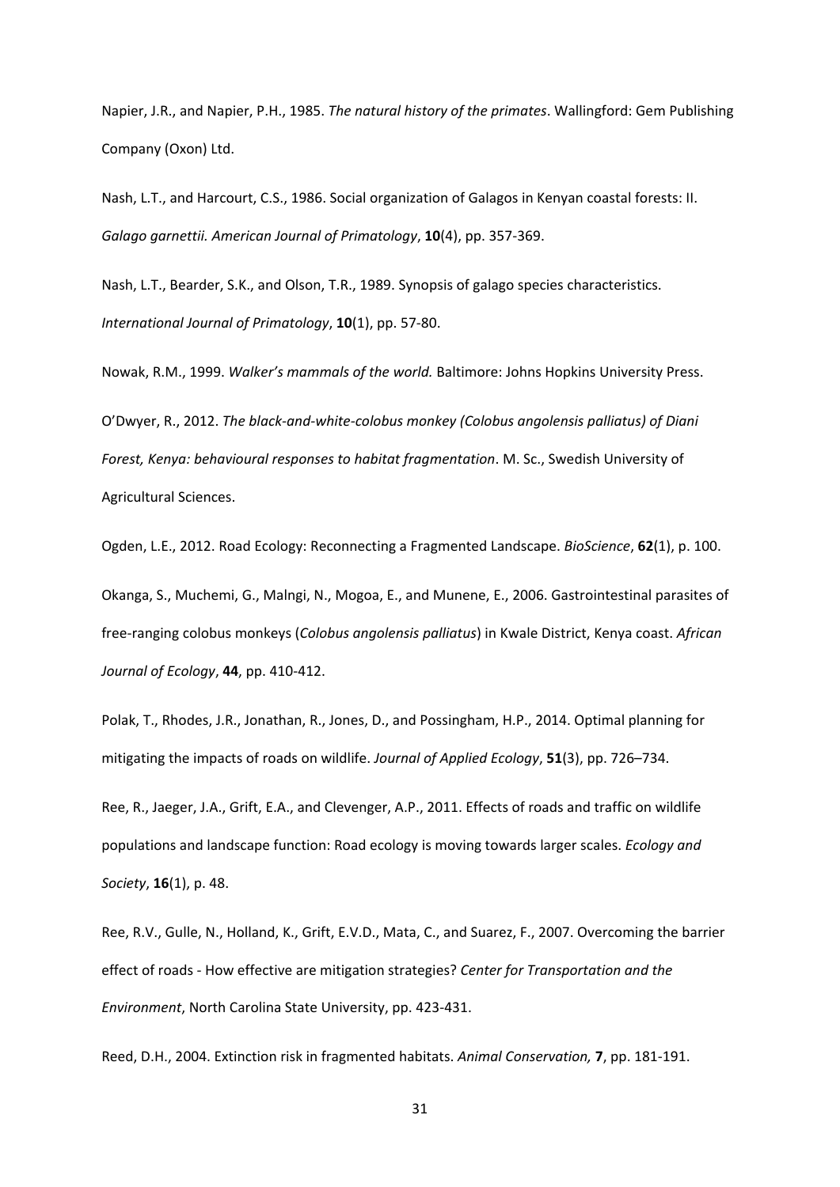Napier, J.R., and Napier, P.H., 1985. *The natural history of the primates*. Wallingford: Gem Publishing Company (Oxon) Ltd.

Nash, L.T., and Harcourt, C.S., 1986. Social organization of Galagos in Kenyan coastal forests: II. *Galago garnettii. American Journal of Primatology*, **10**(4), pp. 357-369.

Nash, L.T., Bearder, S.K., and Olson, T.R., 1989. Synopsis of galago species characteristics. *International Journal of Primatology*, **10**(1), pp. 57-80.

Nowak, R.M., 1999. *Walker's mammals of the world.* Baltimore: Johns Hopkins University Press.

O'Dwyer, R., 2012. *The black-and-white-colobus monkey (Colobus angolensis palliatus) of Diani Forest, Kenya: behavioural responses to habitat fragmentation*. M. Sc., Swedish University of Agricultural Sciences.

Ogden, L.E., 2012. Road Ecology: Reconnecting a Fragmented Landscape. *BioScience*, **62**(1), p. 100.

Okanga, S., Muchemi, G., Malngi, N., Mogoa, E., and Munene, E., 2006. Gastrointestinal parasites of free-ranging colobus monkeys (*Colobus angolensis palliatus*) in Kwale District, Kenya coast. *African Journal of Ecology*, **44**, pp. 410-412.

Polak, T., Rhodes, J.R., Jonathan, R., Jones, D., and Possingham, H.P., 2014. Optimal planning for mitigating the impacts of roads on wildlife. *Journal of Applied Ecology*, **51**(3), pp. 726–734.

Ree, R., Jaeger, J.A., Grift, E.A., and Clevenger, A.P., 2011. Effects of roads and traffic on wildlife populations and landscape function: Road ecology is moving towards larger scales. *Ecology and Society*, **16**(1), p. 48.

Ree, R.V., Gulle, N., Holland, K., Grift, E.V.D., Mata, C., and Suarez, F., 2007. Overcoming the barrier effect of roads - How effective are mitigation strategies? *Center for Transportation and the Environment*, North Carolina State University, pp. 423-431.

Reed, D.H., 2004. Extinction risk in fragmented habitats. *Animal Conservation,* **7**, pp. 181-191.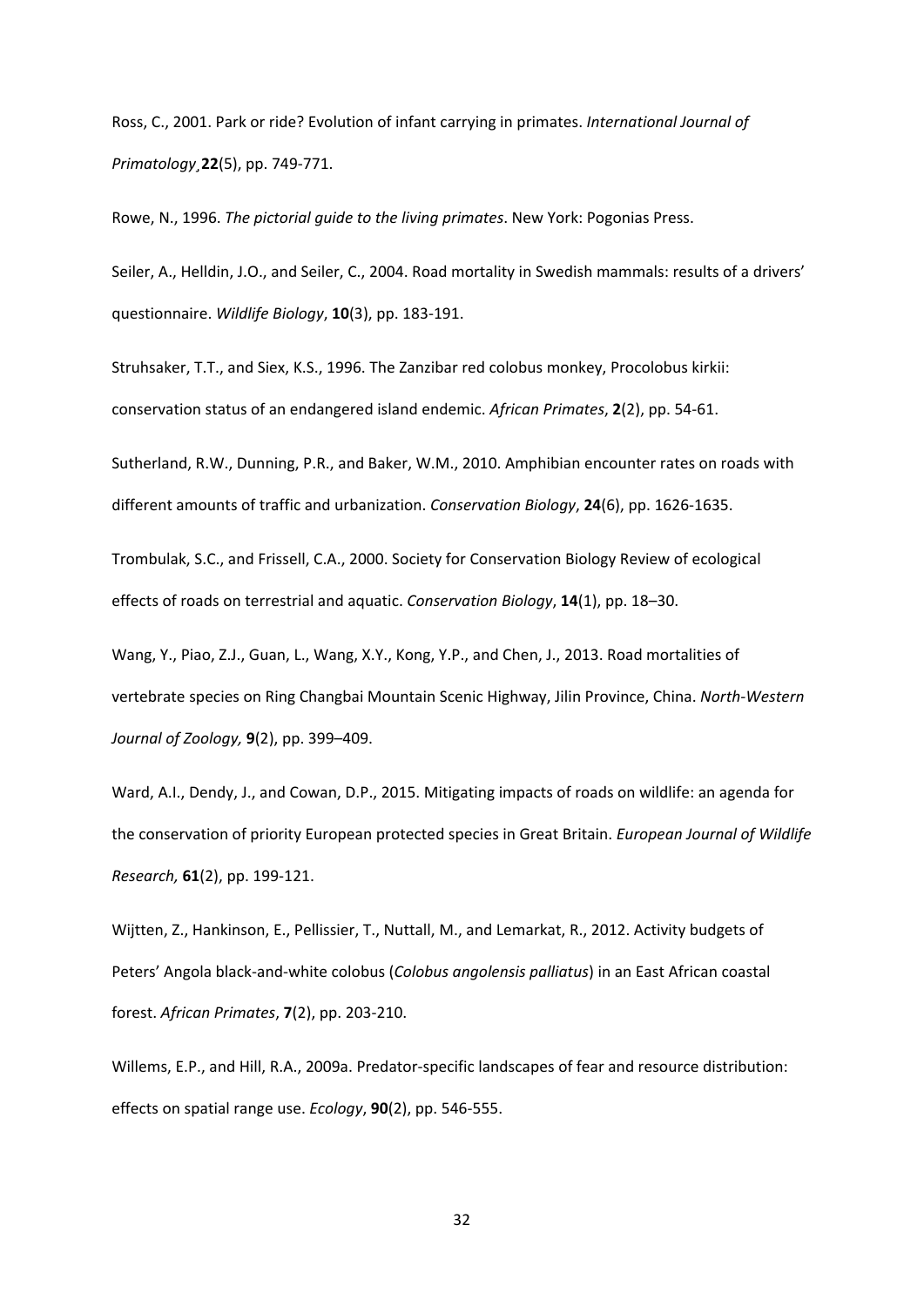Ross, C., 2001. Park or ride? Evolution of infant carrying in primates. *International Journal of Primatology*¸**22**(5), pp. 749-771.

Rowe, N., 1996. *The pictorial guide to the living primates*. New York: Pogonias Press.

Seiler, A., Helldin, J.O., and Seiler, C., 2004. Road mortality in Swedish mammals: results of a drivers' questionnaire. *Wildlife Biology*, **10**(3), pp. 183-191.

Struhsaker, T.T., and Siex, K.S., 1996. The Zanzibar red colobus monkey, Procolobus kirkii: conservation status of an endangered island endemic. *African Primates*, **2**(2), pp. 54-61.

Sutherland, R.W., Dunning, P.R., and Baker, W.M., 2010. Amphibian encounter rates on roads with different amounts of traffic and urbanization. *Conservation Biology*, **24**(6), pp. 1626-1635.

Trombulak, S.C., and Frissell, C.A., 2000. Society for Conservation Biology Review of ecological effects of roads on terrestrial and aquatic. *Conservation Biology*, **14**(1), pp. 18–30.

Wang, Y., Piao, Z.J., Guan, L., Wang, X.Y., Kong, Y.P., and Chen, J., 2013. Road mortalities of vertebrate species on Ring Changbai Mountain Scenic Highway, Jilin Province, China. *North-Western Journal of Zoology,* **9**(2), pp. 399–409.

Ward, A.I., Dendy, J., and Cowan, D.P., 2015. Mitigating impacts of roads on wildlife: an agenda for the conservation of priority European protected species in Great Britain. *European Journal of Wildlife Research,* **61**(2), pp. 199-121.

Wijtten, Z., Hankinson, E., Pellissier, T., Nuttall, M., and Lemarkat, R., 2012. Activity budgets of Peters' Angola black-and-white colobus (*Colobus angolensis palliatus*) in an East African coastal forest. *African Primates*, **7**(2), pp. 203-210.

Willems, E.P., and Hill, R.A., 2009a. Predator-specific landscapes of fear and resource distribution: effects on spatial range use. *Ecology*, **90**(2), pp. 546-555.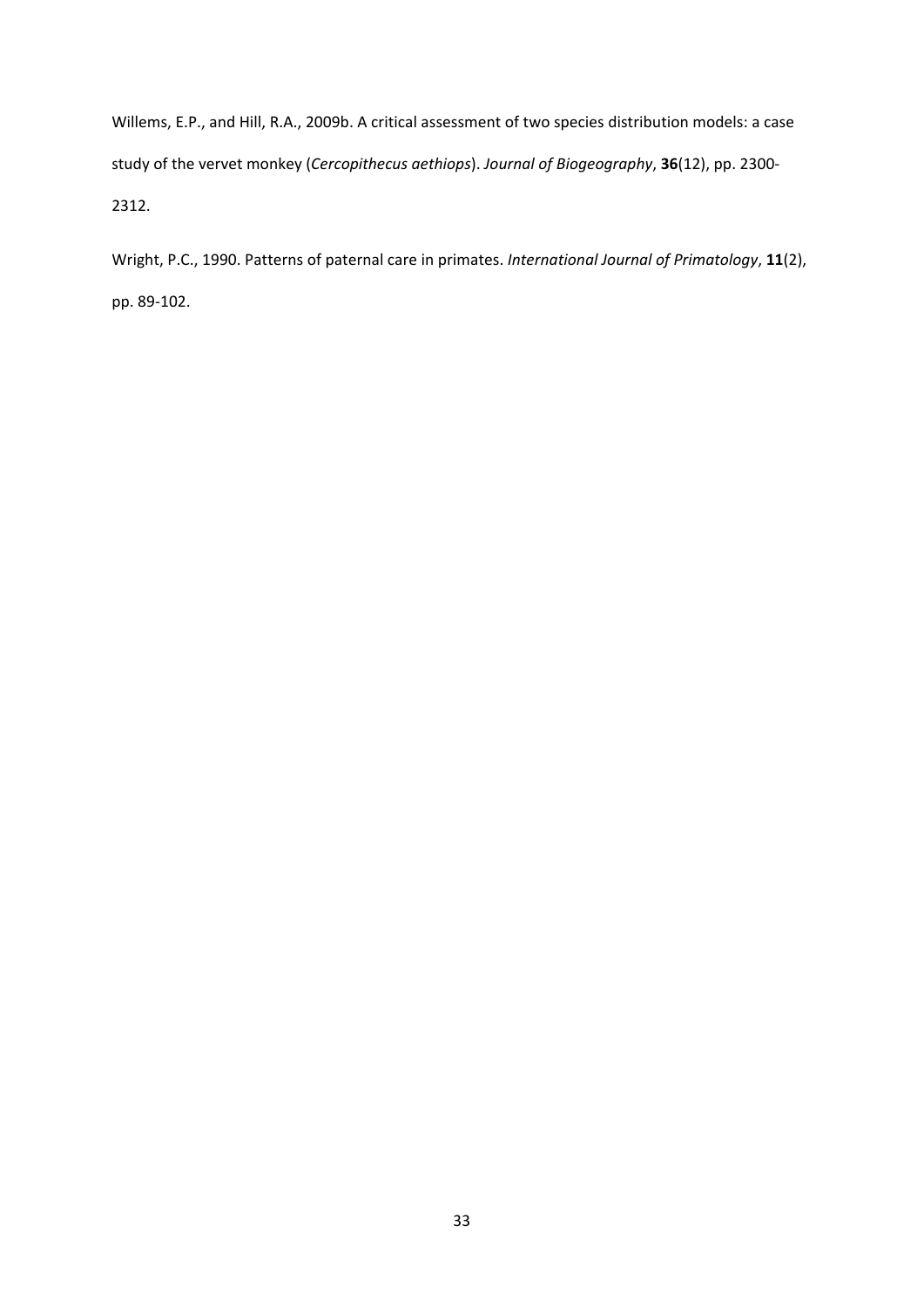Willems, E.P., and Hill, R.A., 2009b. A critical assessment of two species distribution models: a case study of the vervet monkey (*Cercopithecus aethiops*). *Journal of Biogeography*, **36**(12), pp. 2300-2312.

Wright, P.C., 1990. Patterns of paternal care in primates. *International Journal of Primatology*, **11**(2), pp. 89-102.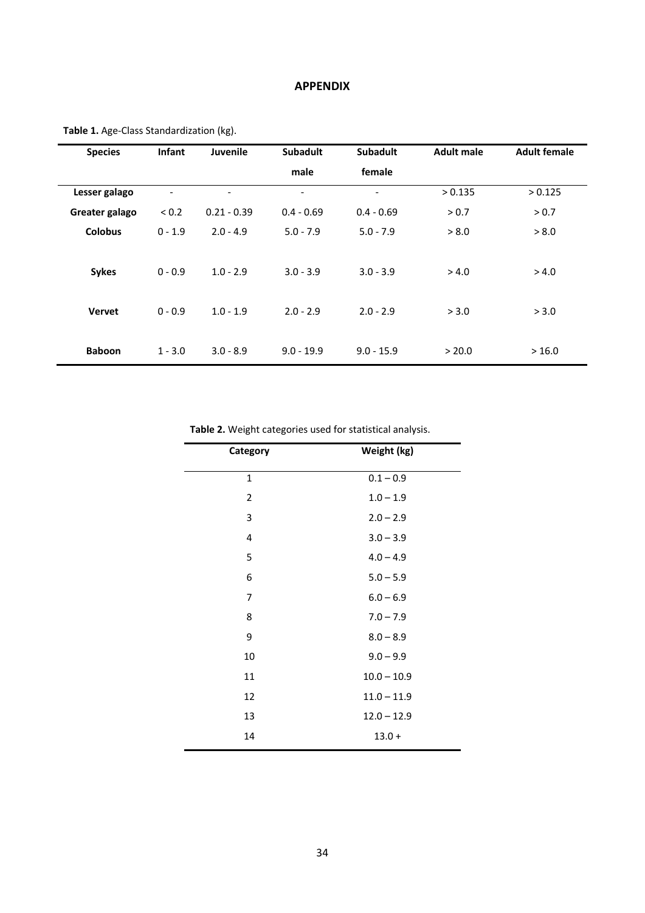# APPENDIX

**Table 1.** Age-Class Standardization (kg).

| Species | Infant | Juvenile | Subadult male | Subadult female | Adult male | Adult female |
|---|---|---|---|---|---|---|
| **Lesser galago** | - | - | - | - | > 0.135 | > 0.125 |
| **Greater galago** | < 0.2 | 0.21 - 0.39 | 0.4 - 0.69 | 0.4 - 0.69 | > 0.7 | > 0.7 |
| **Colobus** | 0 - 1.9 | 2.0 - 4.9 | 5.0 - 7.9 | 5.0 - 7.9 | > 8.0 | > 8.0 |
| **Sykes** | 0 - 0.9 | 1.0 - 2.9 | 3.0 - 3.9 | 3.0 - 3.9 | > 4.0 | > 4.0 |
| **Vervet** | 0 - 0.9 | 1.0 - 1.9 | 2.0 - 2.9 | 2.0 - 2.9 | > 3.0 | > 3.0 |
| **Baboon** | 1 - 3.0 | 3.0 - 8.9 | 9.0 - 19.9 | 9.0 - 15.9 | > 20.0 | > 16.0 |

**Table 2.** Weight categories used for statistical analysis.

| Category | Weight (kg) |
|---|---|
| 1 | 0.1 – 0.9 |
| 2 | 1.0 – 1.9 |
| 3 | 2.0 – 2.9 |
| 4 | 3.0 – 3.9 |
| 5 | 4.0 – 4.9 |
| 6 | 5.0 – 5.9 |
| 7 | 6.0 – 6.9 |
| 8 | 7.0 – 7.9 |
| 9 | 8.0 – 8.9 |
| 10 | 9.0 – 9.9 |
| 11 | 10.0 – 10.9 |
| 12 | 11.0 – 11.9 |
| 13 | 12.0 – 12.9 |
| 14 | 13.0 + |